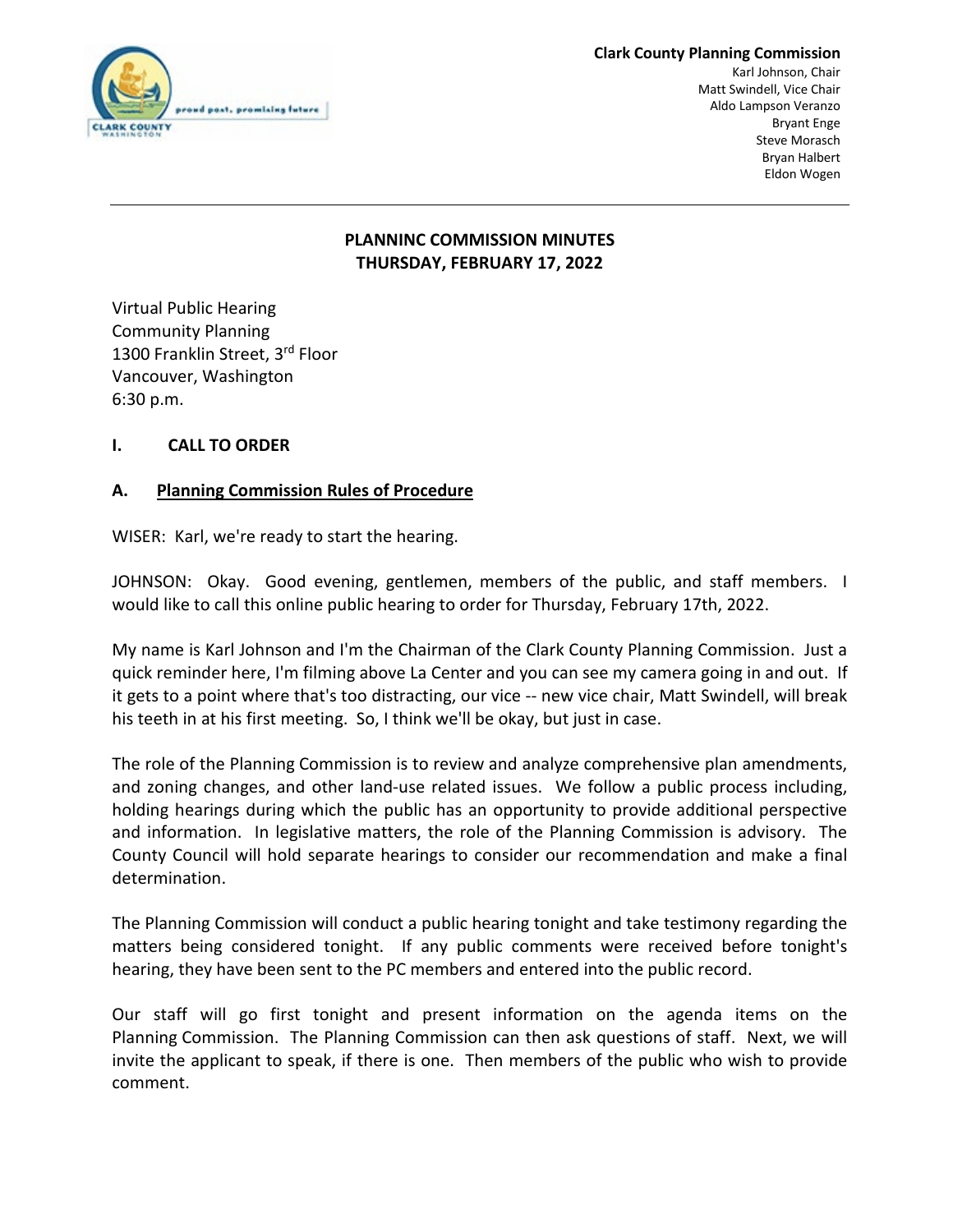**Clark County Planning Commission**
Karl Johnson, Chair
Matt Swindell, Vice Chair
Aldo Lampson Veranzo
Bryant Enge
Steve Morasch
Bryan Halbert
Eldon Wogen

# PLANNINC COMMISSION MINUTES
## THURSDAY, FEBRUARY 17, 2022

Virtual Public Hearing
Community Planning
1300 Franklin Street, 3rd Floor
Vancouver, Washington
6:30 p.m.

## I. CALL TO ORDER

### A. Planning Commission Rules of Procedure

WISER: Karl, we're ready to start the hearing.

JOHNSON: Okay. Good evening, gentlemen, members of the public, and staff members. I would like to call this online public hearing to order for Thursday, February 17th, 2022.

My name is Karl Johnson and I'm the Chairman of the Clark County Planning Commission. Just a quick reminder here, I'm filming above La Center and you can see my camera going in and out. If it gets to a point where that's too distracting, our vice -- new vice chair, Matt Swindell, will break his teeth in at his first meeting. So, I think we'll be okay, but just in case.

The role of the Planning Commission is to review and analyze comprehensive plan amendments, and zoning changes, and other land-use related issues. We follow a public process including, holding hearings during which the public has an opportunity to provide additional perspective and information. In legislative matters, the role of the Planning Commission is advisory. The County Council will hold separate hearings to consider our recommendation and make a final determination.

The Planning Commission will conduct a public hearing tonight and take testimony regarding the matters being considered tonight. If any public comments were received before tonight's hearing, they have been sent to the PC members and entered into the public record.

Our staff will go first tonight and present information on the agenda items on the Planning Commission. The Planning Commission can then ask questions of staff. Next, we will invite the applicant to speak, if there is one. Then members of the public who wish to provide comment.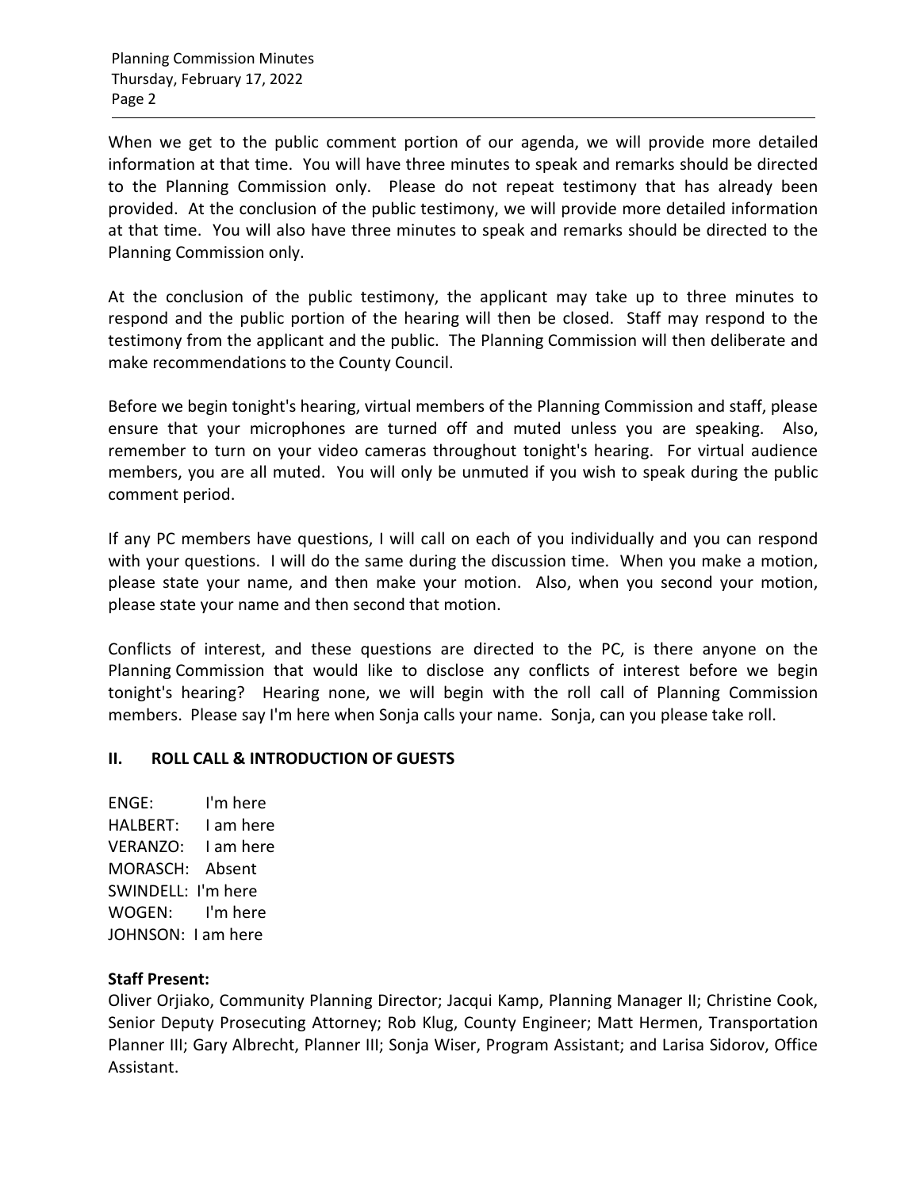When we get to the public comment portion of our agenda, we will provide more detailed information at that time. You will have three minutes to speak and remarks should be directed to the Planning Commission only. Please do not repeat testimony that has already been provided. At the conclusion of the public testimony, we will provide more detailed information at that time. You will also have three minutes to speak and remarks should be directed to the Planning Commission only.

At the conclusion of the public testimony, the applicant may take up to three minutes to respond and the public portion of the hearing will then be closed. Staff may respond to the testimony from the applicant and the public. The Planning Commission will then deliberate and make recommendations to the County Council.

Before we begin tonight's hearing, virtual members of the Planning Commission and staff, please ensure that your microphones are turned off and muted unless you are speaking. Also, remember to turn on your video cameras throughout tonight's hearing. For virtual audience members, you are all muted. You will only be unmuted if you wish to speak during the public comment period.

If any PC members have questions, I will call on each of you individually and you can respond with your questions. I will do the same during the discussion time. When you make a motion, please state your name, and then make your motion. Also, when you second your motion, please state your name and then second that motion.

Conflicts of interest, and these questions are directed to the PC, is there anyone on the Planning Commission that would like to disclose any conflicts of interest before we begin tonight's hearing? Hearing none, we will begin with the roll call of Planning Commission members. Please say I'm here when Sonja calls your name. Sonja, can you please take roll.

## II. ROLL CALL & INTRODUCTION OF GUESTS

ENGE: I'm here
HALBERT: I am here
VERANZO: I am here
MORASCH: Absent
SWINDELL: I'm here
WOGEN: I'm here
JOHNSON: I am here

**Staff Present:**
Oliver Orjiako, Community Planning Director; Jacqui Kamp, Planning Manager II; Christine Cook, Senior Deputy Prosecuting Attorney; Rob Klug, County Engineer; Matt Hermen, Transportation Planner III; Gary Albrecht, Planner III; Sonja Wiser, Program Assistant; and Larisa Sidorov, Office Assistant.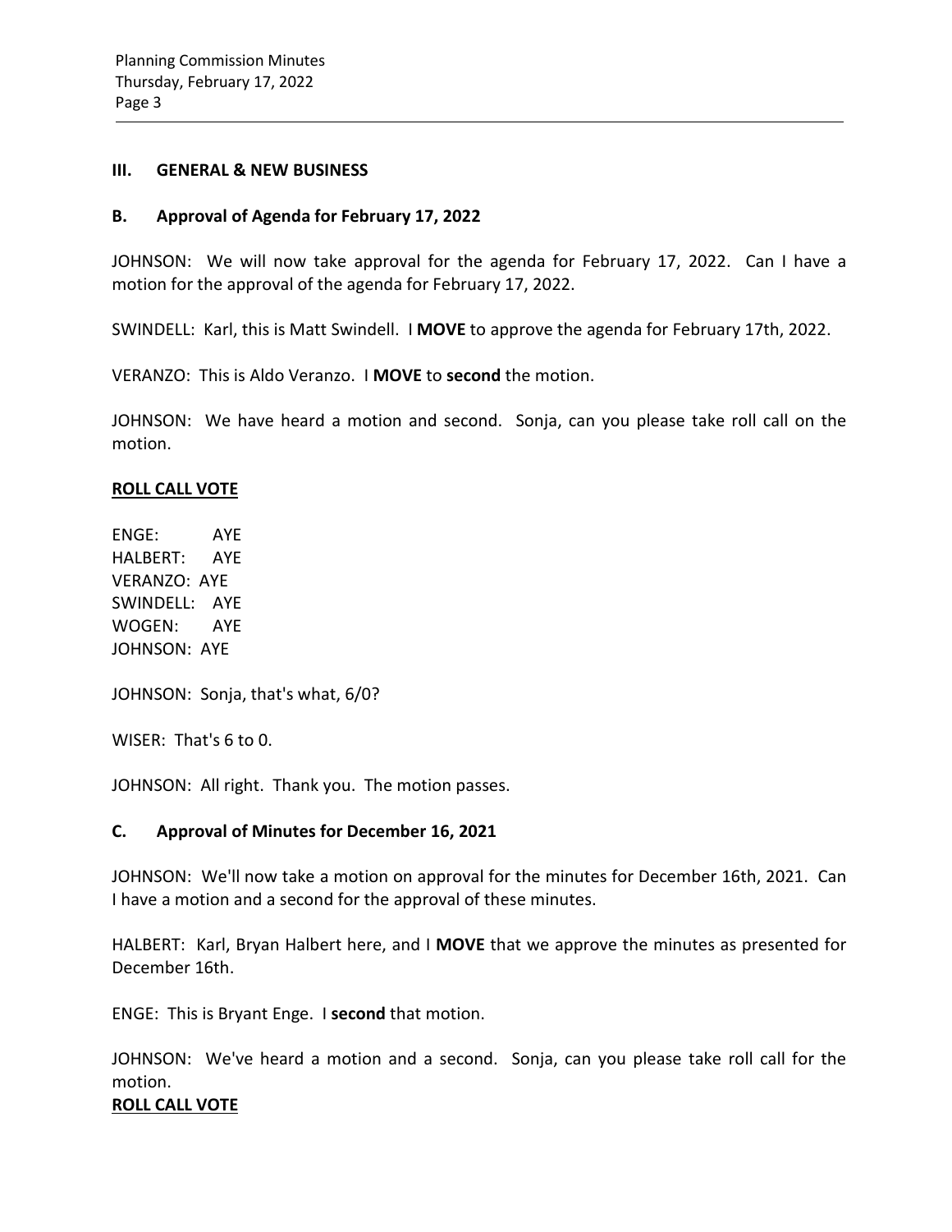### III. GENERAL & NEW BUSINESS

### B. Approval of Agenda for February 17, 2022

JOHNSON: We will now take approval for the agenda for February 17, 2022. Can I have a motion for the approval of the agenda for February 17, 2022.

SWINDELL: Karl, this is Matt Swindell. I **MOVE** to approve the agenda for February 17th, 2022.

VERANZO: This is Aldo Veranzo. I **MOVE** to **second** the motion.

JOHNSON: We have heard a motion and second. Sonja, can you please take roll call on the motion.

**ROLL CALL VOTE**

ENGE: AYE
HALBERT: AYE
VERANZO: AYE
SWINDELL: AYE
WOGEN: AYE
JOHNSON: AYE

JOHNSON: Sonja, that's what, 6/0?

WISER: That's 6 to 0.

JOHNSON: All right. Thank you. The motion passes.

### C. Approval of Minutes for December 16, 2021

JOHNSON: We'll now take a motion on approval for the minutes for December 16th, 2021. Can I have a motion and a second for the approval of these minutes.

HALBERT: Karl, Bryan Halbert here, and I **MOVE** that we approve the minutes as presented for December 16th.

ENGE: This is Bryant Enge. I **second** that motion.

JOHNSON: We've heard a motion and a second. Sonja, can you please take roll call for the motion.

**ROLL CALL VOTE**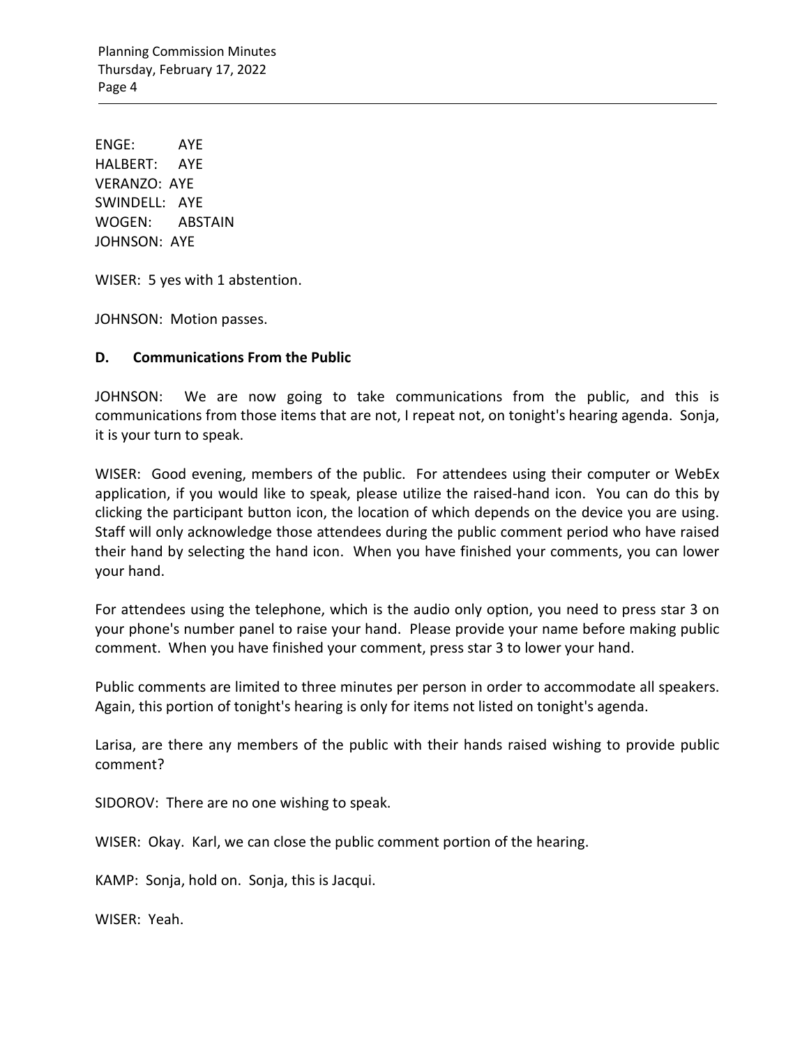ENGE: AYE
HALBERT: AYE
VERANZO: AYE
SWINDELL: AYE
WOGEN: ABSTAIN
JOHNSON: AYE

WISER: 5 yes with 1 abstention.

JOHNSON: Motion passes.

**D. Communications From the Public**

JOHNSON: We are now going to take communications from the public, and this is communications from those items that are not, I repeat not, on tonight's hearing agenda. Sonja, it is your turn to speak.

WISER: Good evening, members of the public. For attendees using their computer or WebEx application, if you would like to speak, please utilize the raised-hand icon. You can do this by clicking the participant button icon, the location of which depends on the device you are using. Staff will only acknowledge those attendees during the public comment period who have raised their hand by selecting the hand icon. When you have finished your comments, you can lower your hand.

For attendees using the telephone, which is the audio only option, you need to press star 3 on your phone's number panel to raise your hand. Please provide your name before making public comment. When you have finished your comment, press star 3 to lower your hand.

Public comments are limited to three minutes per person in order to accommodate all speakers. Again, this portion of tonight's hearing is only for items not listed on tonight's agenda.

Larisa, are there any members of the public with their hands raised wishing to provide public comment?

SIDOROV: There are no one wishing to speak.

WISER: Okay. Karl, we can close the public comment portion of the hearing.

KAMP: Sonja, hold on. Sonja, this is Jacqui.

WISER: Yeah.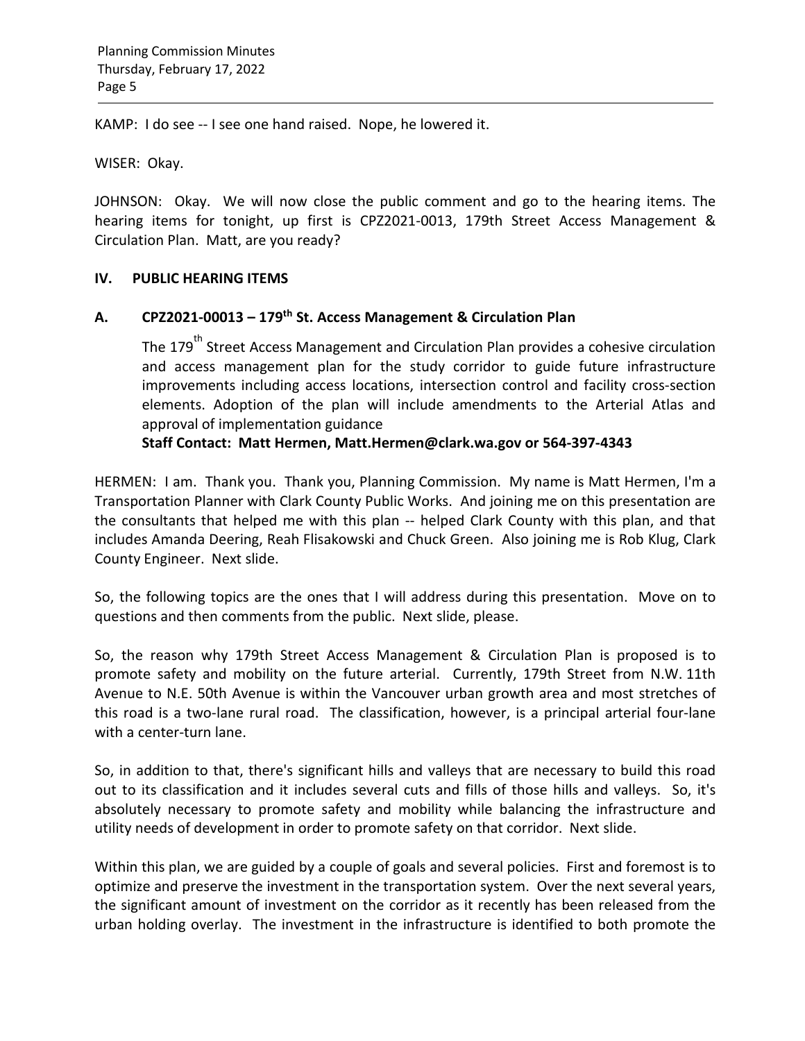KAMP: I do see -- I see one hand raised. Nope, he lowered it.

WISER: Okay.

JOHNSON: Okay. We will now close the public comment and go to the hearing items. The hearing items for tonight, up first is CPZ2021-0013, 179th Street Access Management & Circulation Plan. Matt, are you ready?

## IV. PUBLIC HEARING ITEMS

### A. CPZ2021-00013 – 179th St. Access Management & Circulation Plan

The 179th Street Access Management and Circulation Plan provides a cohesive circulation and access management plan for the study corridor to guide future infrastructure improvements including access locations, intersection control and facility cross-section elements. Adoption of the plan will include amendments to the Arterial Atlas and approval of implementation guidance

**Staff Contact: Matt Hermen, Matt.Hermen@clark.wa.gov or 564-397-4343**

HERMEN: I am. Thank you. Thank you, Planning Commission. My name is Matt Hermen, I'm a Transportation Planner with Clark County Public Works. And joining me on this presentation are the consultants that helped me with this plan -- helped Clark County with this plan, and that includes Amanda Deering, Reah Flisakowski and Chuck Green. Also joining me is Rob Klug, Clark County Engineer. Next slide.

So, the following topics are the ones that I will address during this presentation. Move on to questions and then comments from the public. Next slide, please.

So, the reason why 179th Street Access Management & Circulation Plan is proposed is to promote safety and mobility on the future arterial. Currently, 179th Street from N.W. 11th Avenue to N.E. 50th Avenue is within the Vancouver urban growth area and most stretches of this road is a two-lane rural road. The classification, however, is a principal arterial four-lane with a center-turn lane.

So, in addition to that, there's significant hills and valleys that are necessary to build this road out to its classification and it includes several cuts and fills of those hills and valleys. So, it's absolutely necessary to promote safety and mobility while balancing the infrastructure and utility needs of development in order to promote safety on that corridor. Next slide.

Within this plan, we are guided by a couple of goals and several policies. First and foremost is to optimize and preserve the investment in the transportation system. Over the next several years, the significant amount of investment on the corridor as it recently has been released from the urban holding overlay. The investment in the infrastructure is identified to both promote the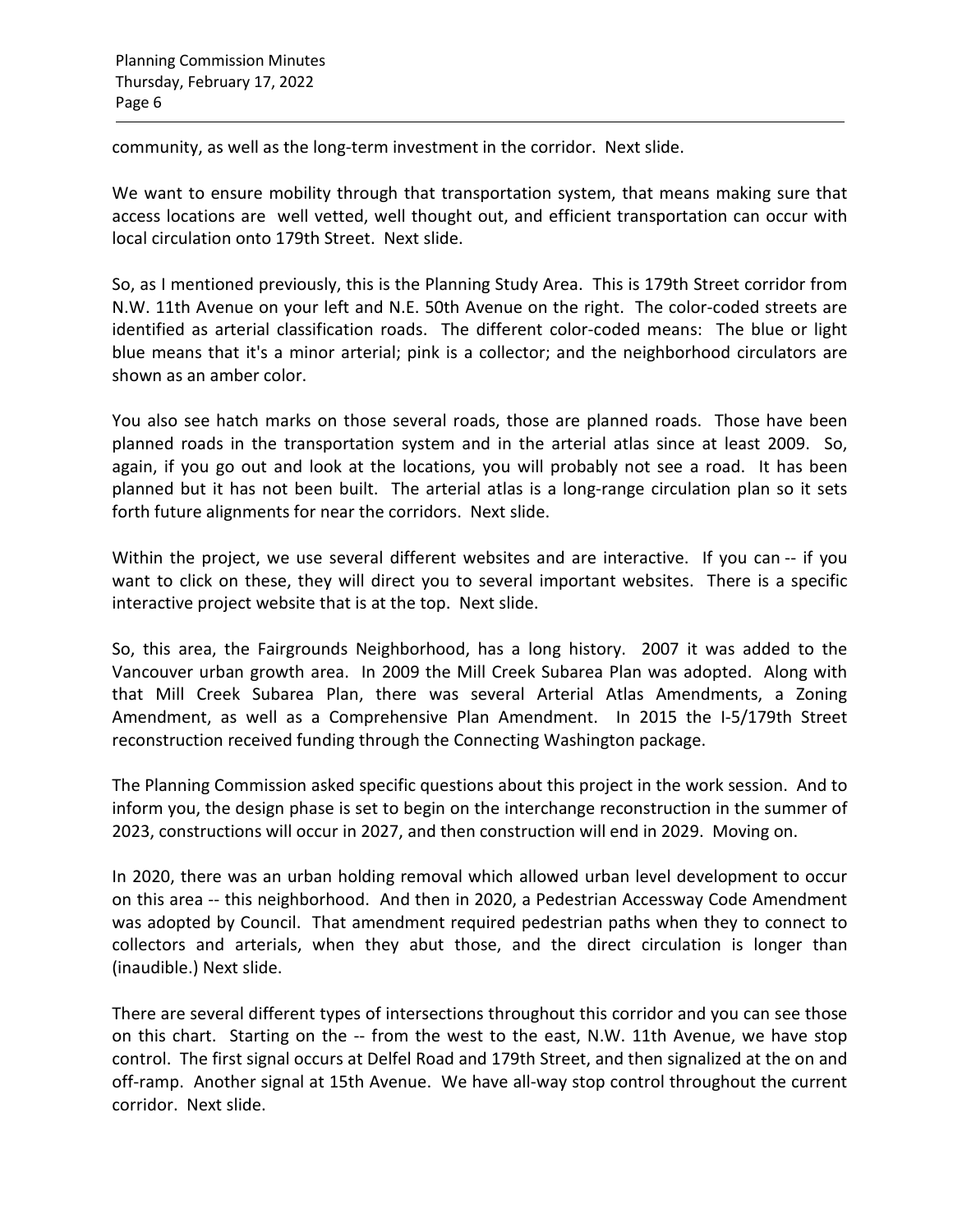community, as well as the long-term investment in the corridor. Next slide.

We want to ensure mobility through that transportation system, that means making sure that access locations are well vetted, well thought out, and efficient transportation can occur with local circulation onto 179th Street. Next slide.

So, as I mentioned previously, this is the Planning Study Area. This is 179th Street corridor from N.W. 11th Avenue on your left and N.E. 50th Avenue on the right. The color-coded streets are identified as arterial classification roads. The different color-coded means: The blue or light blue means that it's a minor arterial; pink is a collector; and the neighborhood circulators are shown as an amber color.

You also see hatch marks on those several roads, those are planned roads. Those have been planned roads in the transportation system and in the arterial atlas since at least 2009. So, again, if you go out and look at the locations, you will probably not see a road. It has been planned but it has not been built. The arterial atlas is a long-range circulation plan so it sets forth future alignments for near the corridors. Next slide.

Within the project, we use several different websites and are interactive. If you can -- if you want to click on these, they will direct you to several important websites. There is a specific interactive project website that is at the top. Next slide.

So, this area, the Fairgrounds Neighborhood, has a long history. 2007 it was added to the Vancouver urban growth area. In 2009 the Mill Creek Subarea Plan was adopted. Along with that Mill Creek Subarea Plan, there was several Arterial Atlas Amendments, a Zoning Amendment, as well as a Comprehensive Plan Amendment. In 2015 the I-5/179th Street reconstruction received funding through the Connecting Washington package.

The Planning Commission asked specific questions about this project in the work session. And to inform you, the design phase is set to begin on the interchange reconstruction in the summer of 2023, constructions will occur in 2027, and then construction will end in 2029. Moving on.

In 2020, there was an urban holding removal which allowed urban level development to occur on this area -- this neighborhood. And then in 2020, a Pedestrian Accessway Code Amendment was adopted by Council. That amendment required pedestrian paths when they to connect to collectors and arterials, when they abut those, and the direct circulation is longer than (inaudible.) Next slide.

There are several different types of intersections throughout this corridor and you can see those on this chart. Starting on the -- from the west to the east, N.W. 11th Avenue, we have stop control. The first signal occurs at Delfel Road and 179th Street, and then signalized at the on and off-ramp. Another signal at 15th Avenue. We have all-way stop control throughout the current corridor. Next slide.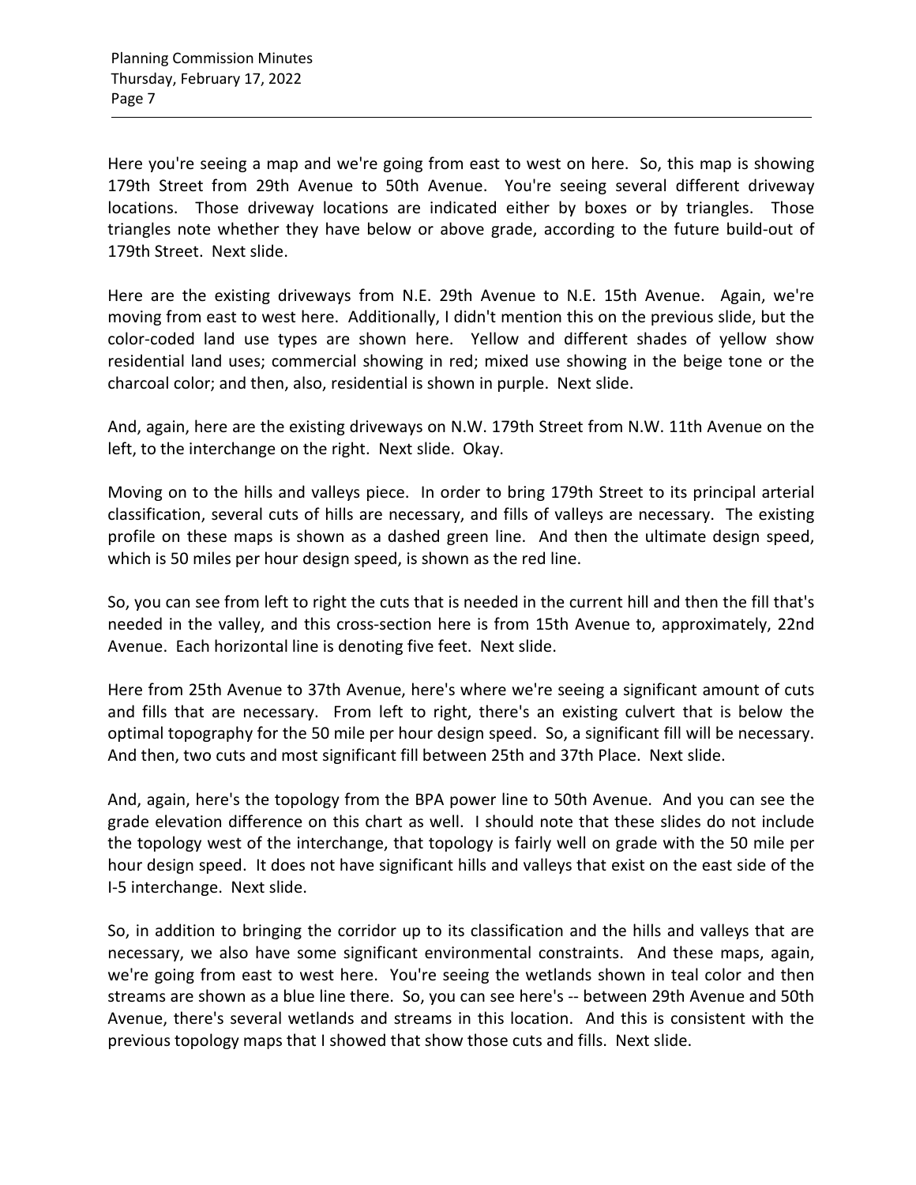Here you're seeing a map and we're going from east to west on here. So, this map is showing 179th Street from 29th Avenue to 50th Avenue. You're seeing several different driveway locations. Those driveway locations are indicated either by boxes or by triangles. Those triangles note whether they have below or above grade, according to the future build-out of 179th Street. Next slide.

Here are the existing driveways from N.E. 29th Avenue to N.E. 15th Avenue. Again, we're moving from east to west here. Additionally, I didn't mention this on the previous slide, but the color-coded land use types are shown here. Yellow and different shades of yellow show residential land uses; commercial showing in red; mixed use showing in the beige tone or the charcoal color; and then, also, residential is shown in purple. Next slide.

And, again, here are the existing driveways on N.W. 179th Street from N.W. 11th Avenue on the left, to the interchange on the right. Next slide. Okay.

Moving on to the hills and valleys piece. In order to bring 179th Street to its principal arterial classification, several cuts of hills are necessary, and fills of valleys are necessary. The existing profile on these maps is shown as a dashed green line. And then the ultimate design speed, which is 50 miles per hour design speed, is shown as the red line.

So, you can see from left to right the cuts that is needed in the current hill and then the fill that's needed in the valley, and this cross-section here is from 15th Avenue to, approximately, 22nd Avenue. Each horizontal line is denoting five feet. Next slide.

Here from 25th Avenue to 37th Avenue, here's where we're seeing a significant amount of cuts and fills that are necessary. From left to right, there's an existing culvert that is below the optimal topography for the 50 mile per hour design speed. So, a significant fill will be necessary. And then, two cuts and most significant fill between 25th and 37th Place. Next slide.

And, again, here's the topology from the BPA power line to 50th Avenue. And you can see the grade elevation difference on this chart as well. I should note that these slides do not include the topology west of the interchange, that topology is fairly well on grade with the 50 mile per hour design speed. It does not have significant hills and valleys that exist on the east side of the I-5 interchange. Next slide.

So, in addition to bringing the corridor up to its classification and the hills and valleys that are necessary, we also have some significant environmental constraints. And these maps, again, we're going from east to west here. You're seeing the wetlands shown in teal color and then streams are shown as a blue line there. So, you can see here's -- between 29th Avenue and 50th Avenue, there's several wetlands and streams in this location. And this is consistent with the previous topology maps that I showed that show those cuts and fills. Next slide.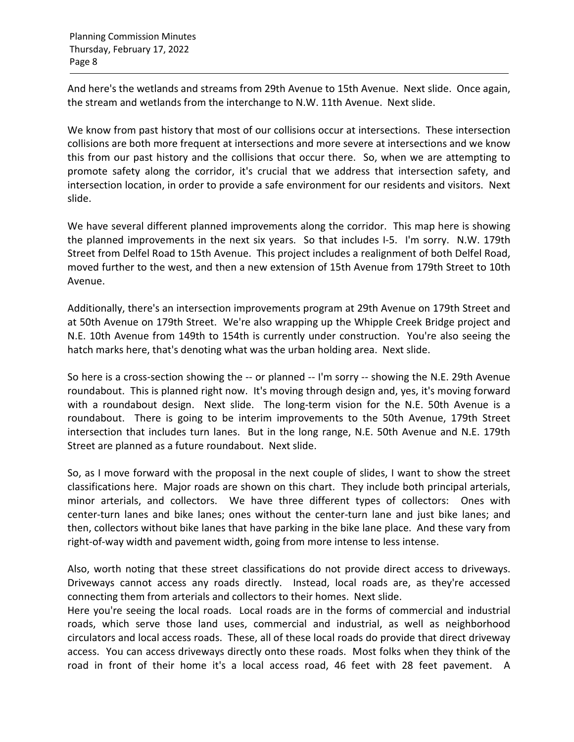And here's the wetlands and streams from 29th Avenue to 15th Avenue. Next slide. Once again, the stream and wetlands from the interchange to N.W. 11th Avenue. Next slide.

We know from past history that most of our collisions occur at intersections. These intersection collisions are both more frequent at intersections and more severe at intersections and we know this from our past history and the collisions that occur there. So, when we are attempting to promote safety along the corridor, it's crucial that we address that intersection safety, and intersection location, in order to provide a safe environment for our residents and visitors. Next slide.

We have several different planned improvements along the corridor. This map here is showing the planned improvements in the next six years. So that includes I-5. I'm sorry. N.W. 179th Street from Delfel Road to 15th Avenue. This project includes a realignment of both Delfel Road, moved further to the west, and then a new extension of 15th Avenue from 179th Street to 10th Avenue.

Additionally, there's an intersection improvements program at 29th Avenue on 179th Street and at 50th Avenue on 179th Street. We're also wrapping up the Whipple Creek Bridge project and N.E. 10th Avenue from 149th to 154th is currently under construction. You're also seeing the hatch marks here, that's denoting what was the urban holding area. Next slide.

So here is a cross-section showing the -- or planned -- I'm sorry -- showing the N.E. 29th Avenue roundabout. This is planned right now. It's moving through design and, yes, it's moving forward with a roundabout design. Next slide. The long-term vision for the N.E. 50th Avenue is a roundabout. There is going to be interim improvements to the 50th Avenue, 179th Street intersection that includes turn lanes. But in the long range, N.E. 50th Avenue and N.E. 179th Street are planned as a future roundabout. Next slide.

So, as I move forward with the proposal in the next couple of slides, I want to show the street classifications here. Major roads are shown on this chart. They include both principal arterials, minor arterials, and collectors. We have three different types of collectors: Ones with center-turn lanes and bike lanes; ones without the center-turn lane and just bike lanes; and then, collectors without bike lanes that have parking in the bike lane place. And these vary from right-of-way width and pavement width, going from more intense to less intense.

Also, worth noting that these street classifications do not provide direct access to driveways. Driveways cannot access any roads directly. Instead, local roads are, as they're accessed connecting them from arterials and collectors to their homes. Next slide.

Here you're seeing the local roads. Local roads are in the forms of commercial and industrial roads, which serve those land uses, commercial and industrial, as well as neighborhood circulators and local access roads. These, all of these local roads do provide that direct driveway access. You can access driveways directly onto these roads. Most folks when they think of the road in front of their home it's a local access road, 46 feet with 28 feet pavement. A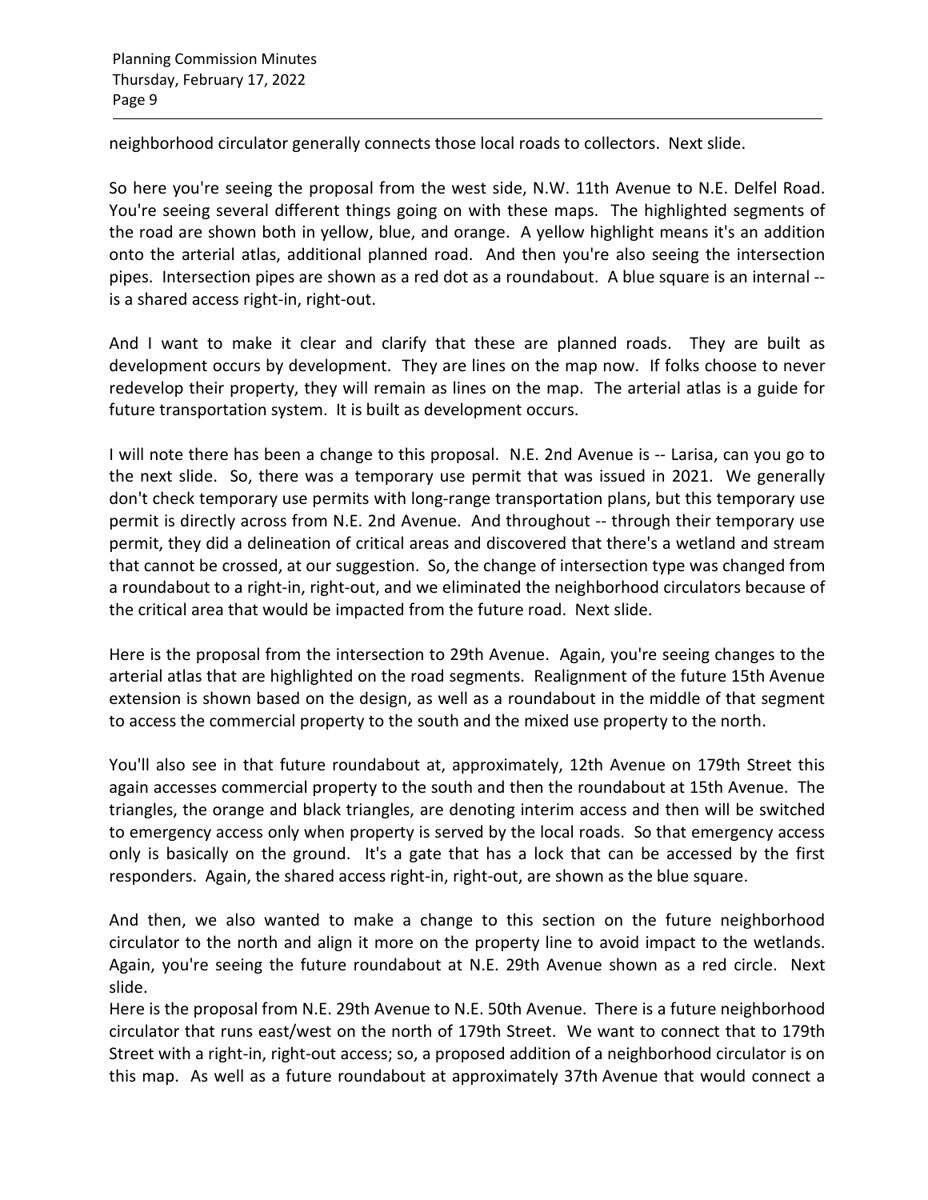neighborhood circulator generally connects those local roads to collectors. Next slide.

So here you're seeing the proposal from the west side, N.W. 11th Avenue to N.E. Delfel Road. You're seeing several different things going on with these maps. The highlighted segments of the road are shown both in yellow, blue, and orange. A yellow highlight means it's an addition onto the arterial atlas, additional planned road. And then you're also seeing the intersection pipes. Intersection pipes are shown as a red dot as a roundabout. A blue square is an internal -- is a shared access right-in, right-out.

And I want to make it clear and clarify that these are planned roads. They are built as development occurs by development. They are lines on the map now. If folks choose to never redevelop their property, they will remain as lines on the map. The arterial atlas is a guide for future transportation system. It is built as development occurs.

I will note there has been a change to this proposal. N.E. 2nd Avenue is -- Larisa, can you go to the next slide. So, there was a temporary use permit that was issued in 2021. We generally don't check temporary use permits with long-range transportation plans, but this temporary use permit is directly across from N.E. 2nd Avenue. And throughout -- through their temporary use permit, they did a delineation of critical areas and discovered that there's a wetland and stream that cannot be crossed, at our suggestion. So, the change of intersection type was changed from a roundabout to a right-in, right-out, and we eliminated the neighborhood circulators because of the critical area that would be impacted from the future road. Next slide.

Here is the proposal from the intersection to 29th Avenue. Again, you're seeing changes to the arterial atlas that are highlighted on the road segments. Realignment of the future 15th Avenue extension is shown based on the design, as well as a roundabout in the middle of that segment to access the commercial property to the south and the mixed use property to the north.

You'll also see in that future roundabout at, approximately, 12th Avenue on 179th Street this again accesses commercial property to the south and then the roundabout at 15th Avenue. The triangles, the orange and black triangles, are denoting interim access and then will be switched to emergency access only when property is served by the local roads. So that emergency access only is basically on the ground. It's a gate that has a lock that can be accessed by the first responders. Again, the shared access right-in, right-out, are shown as the blue square.

And then, we also wanted to make a change to this section on the future neighborhood circulator to the north and align it more on the property line to avoid impact to the wetlands. Again, you're seeing the future roundabout at N.E. 29th Avenue shown as a red circle. Next slide.

Here is the proposal from N.E. 29th Avenue to N.E. 50th Avenue. There is a future neighborhood circulator that runs east/west on the north of 179th Street. We want to connect that to 179th Street with a right-in, right-out access; so, a proposed addition of a neighborhood circulator is on this map. As well as a future roundabout at approximately 37th Avenue that would connect a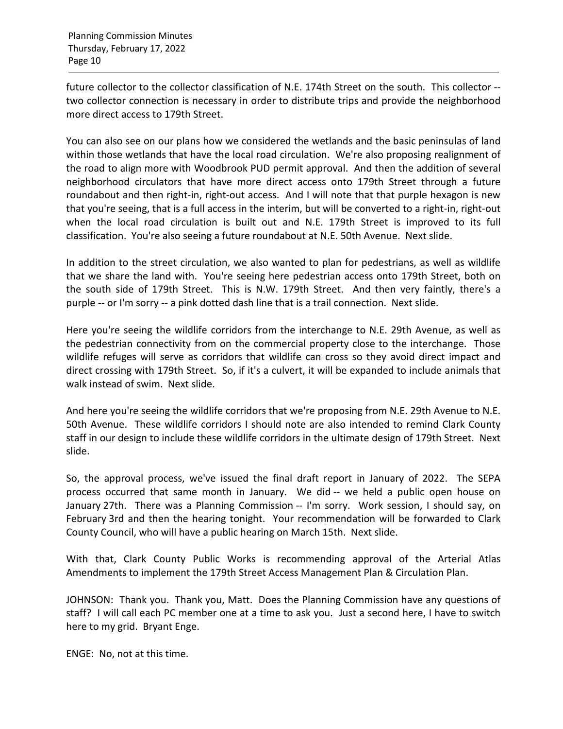future collector to the collector classification of N.E. 174th Street on the south. This collector -- two collector connection is necessary in order to distribute trips and provide the neighborhood more direct access to 179th Street.

You can also see on our plans how we considered the wetlands and the basic peninsulas of land within those wetlands that have the local road circulation. We're also proposing realignment of the road to align more with Woodbrook PUD permit approval. And then the addition of several neighborhood circulators that have more direct access onto 179th Street through a future roundabout and then right-in, right-out access. And I will note that that purple hexagon is new that you're seeing, that is a full access in the interim, but will be converted to a right-in, right-out when the local road circulation is built out and N.E. 179th Street is improved to its full classification. You're also seeing a future roundabout at N.E. 50th Avenue. Next slide.

In addition to the street circulation, we also wanted to plan for pedestrians, as well as wildlife that we share the land with. You're seeing here pedestrian access onto 179th Street, both on the south side of 179th Street. This is N.W. 179th Street. And then very faintly, there's a purple -- or I'm sorry -- a pink dotted dash line that is a trail connection. Next slide.

Here you're seeing the wildlife corridors from the interchange to N.E. 29th Avenue, as well as the pedestrian connectivity from on the commercial property close to the interchange. Those wildlife refuges will serve as corridors that wildlife can cross so they avoid direct impact and direct crossing with 179th Street. So, if it's a culvert, it will be expanded to include animals that walk instead of swim. Next slide.

And here you're seeing the wildlife corridors that we're proposing from N.E. 29th Avenue to N.E. 50th Avenue. These wildlife corridors I should note are also intended to remind Clark County staff in our design to include these wildlife corridors in the ultimate design of 179th Street. Next slide.

So, the approval process, we've issued the final draft report in January of 2022. The SEPA process occurred that same month in January. We did -- we held a public open house on January 27th. There was a Planning Commission -- I'm sorry. Work session, I should say, on February 3rd and then the hearing tonight. Your recommendation will be forwarded to Clark County Council, who will have a public hearing on March 15th. Next slide.

With that, Clark County Public Works is recommending approval of the Arterial Atlas Amendments to implement the 179th Street Access Management Plan & Circulation Plan.

JOHNSON: Thank you. Thank you, Matt. Does the Planning Commission have any questions of staff? I will call each PC member one at a time to ask you. Just a second here, I have to switch here to my grid. Bryant Enge.

ENGE: No, not at this time.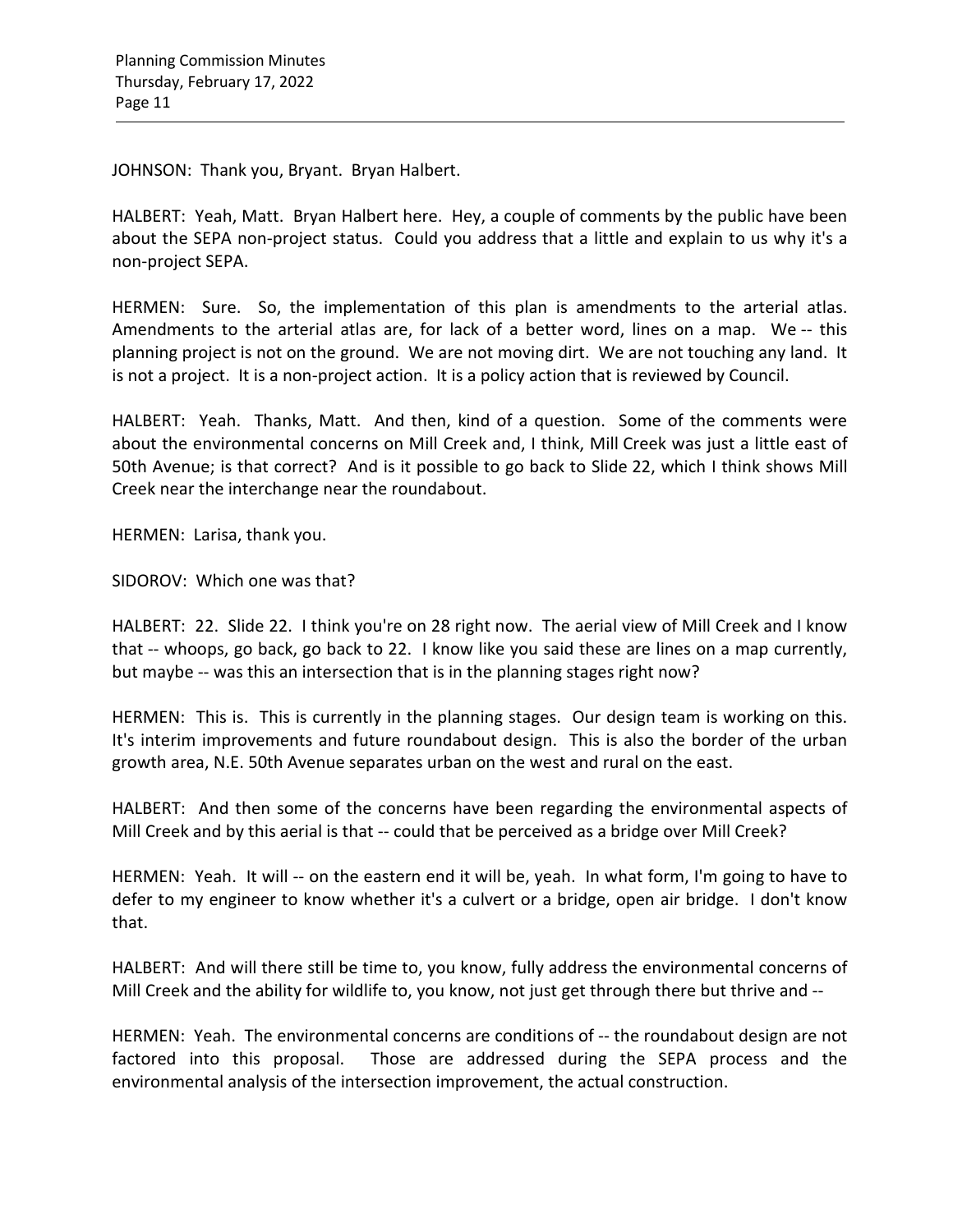JOHNSON: Thank you, Bryant. Bryan Halbert.

HALBERT: Yeah, Matt. Bryan Halbert here. Hey, a couple of comments by the public have been about the SEPA non-project status. Could you address that a little and explain to us why it's a non-project SEPA.

HERMEN: Sure. So, the implementation of this plan is amendments to the arterial atlas. Amendments to the arterial atlas are, for lack of a better word, lines on a map. We -- this planning project is not on the ground. We are not moving dirt. We are not touching any land. It is not a project. It is a non-project action. It is a policy action that is reviewed by Council.

HALBERT: Yeah. Thanks, Matt. And then, kind of a question. Some of the comments were about the environmental concerns on Mill Creek and, I think, Mill Creek was just a little east of 50th Avenue; is that correct? And is it possible to go back to Slide 22, which I think shows Mill Creek near the interchange near the roundabout.

HERMEN: Larisa, thank you.

SIDOROV: Which one was that?

HALBERT: 22. Slide 22. I think you're on 28 right now. The aerial view of Mill Creek and I know that -- whoops, go back, go back to 22. I know like you said these are lines on a map currently, but maybe -- was this an intersection that is in the planning stages right now?

HERMEN: This is. This is currently in the planning stages. Our design team is working on this. It's interim improvements and future roundabout design. This is also the border of the urban growth area, N.E. 50th Avenue separates urban on the west and rural on the east.

HALBERT: And then some of the concerns have been regarding the environmental aspects of Mill Creek and by this aerial is that -- could that be perceived as a bridge over Mill Creek?

HERMEN: Yeah. It will -- on the eastern end it will be, yeah. In what form, I'm going to have to defer to my engineer to know whether it's a culvert or a bridge, open air bridge. I don't know that.

HALBERT: And will there still be time to, you know, fully address the environmental concerns of Mill Creek and the ability for wildlife to, you know, not just get through there but thrive and --

HERMEN: Yeah. The environmental concerns are conditions of -- the roundabout design are not factored into this proposal. Those are addressed during the SEPA process and the environmental analysis of the intersection improvement, the actual construction.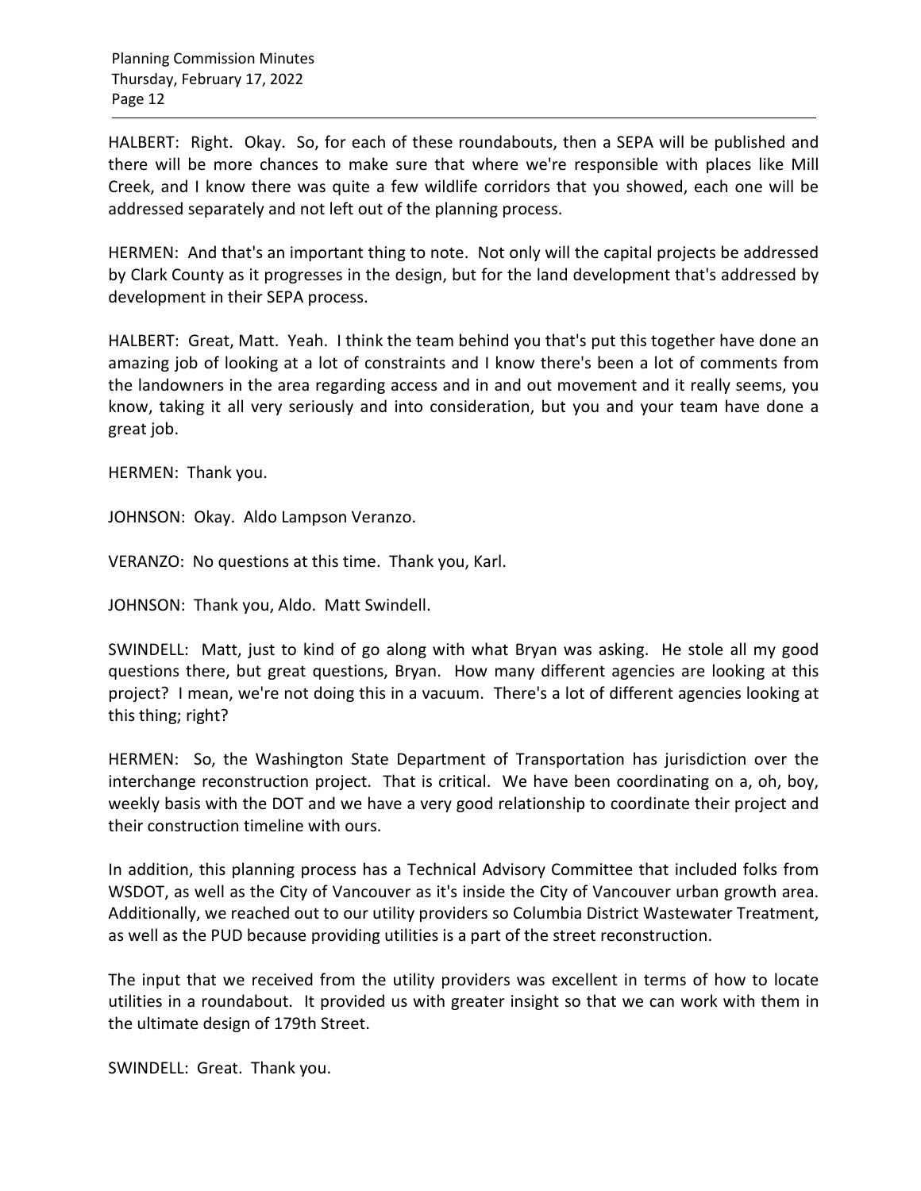HALBERT: Right. Okay. So, for each of these roundabouts, then a SEPA will be published and there will be more chances to make sure that where we're responsible with places like Mill Creek, and I know there was quite a few wildlife corridors that you showed, each one will be addressed separately and not left out of the planning process.

HERMEN: And that's an important thing to note. Not only will the capital projects be addressed by Clark County as it progresses in the design, but for the land development that's addressed by development in their SEPA process.

HALBERT: Great, Matt. Yeah. I think the team behind you that's put this together have done an amazing job of looking at a lot of constraints and I know there's been a lot of comments from the landowners in the area regarding access and in and out movement and it really seems, you know, taking it all very seriously and into consideration, but you and your team have done a great job.

HERMEN: Thank you.

JOHNSON: Okay. Aldo Lampson Veranzo.

VERANZO: No questions at this time. Thank you, Karl.

JOHNSON: Thank you, Aldo. Matt Swindell.

SWINDELL: Matt, just to kind of go along with what Bryan was asking. He stole all my good questions there, but great questions, Bryan. How many different agencies are looking at this project? I mean, we're not doing this in a vacuum. There's a lot of different agencies looking at this thing; right?

HERMEN: So, the Washington State Department of Transportation has jurisdiction over the interchange reconstruction project. That is critical. We have been coordinating on a, oh, boy, weekly basis with the DOT and we have a very good relationship to coordinate their project and their construction timeline with ours.

In addition, this planning process has a Technical Advisory Committee that included folks from WSDOT, as well as the City of Vancouver as it's inside the City of Vancouver urban growth area. Additionally, we reached out to our utility providers so Columbia District Wastewater Treatment, as well as the PUD because providing utilities is a part of the street reconstruction.

The input that we received from the utility providers was excellent in terms of how to locate utilities in a roundabout. It provided us with greater insight so that we can work with them in the ultimate design of 179th Street.

SWINDELL: Great. Thank you.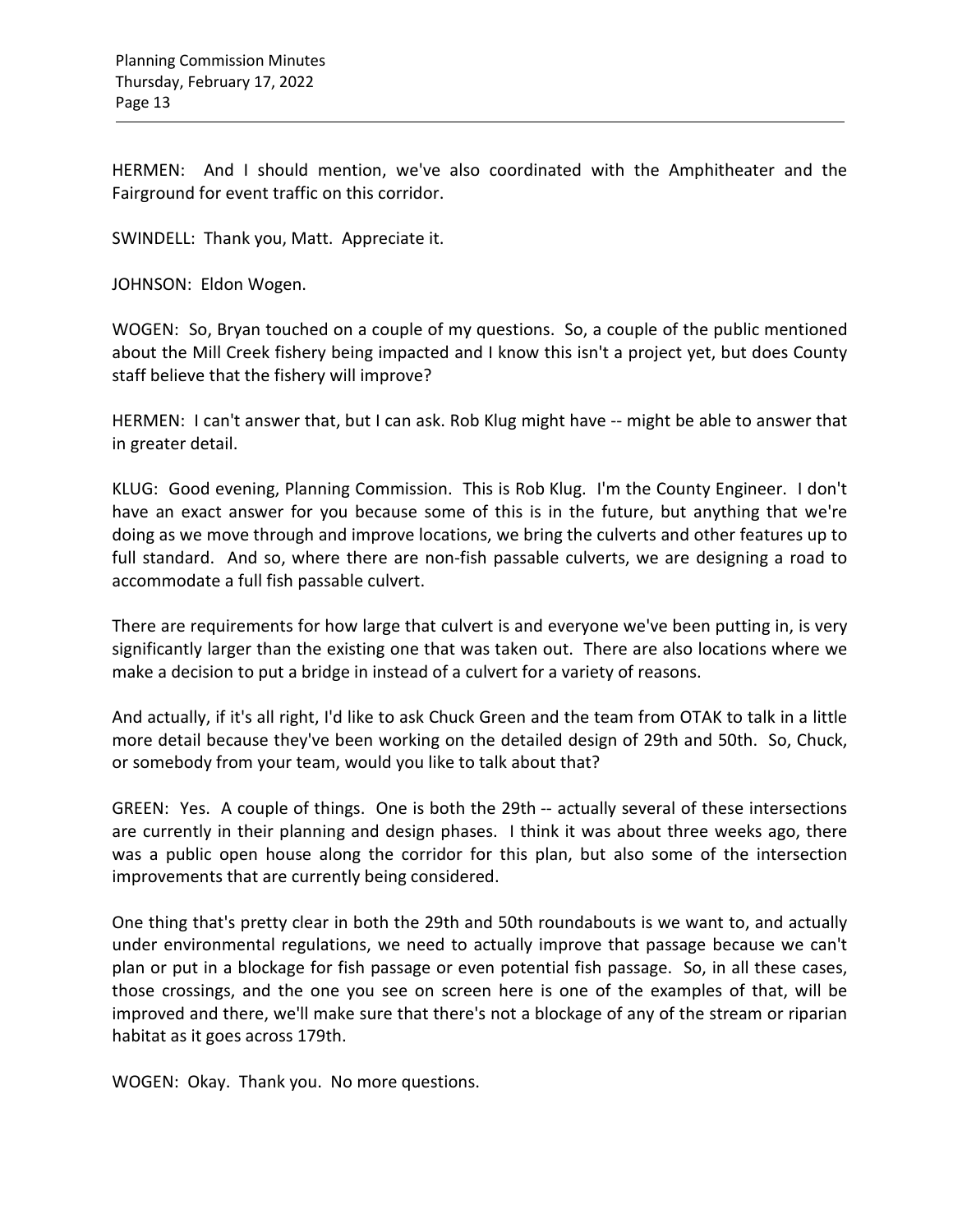HERMEN: And I should mention, we've also coordinated with the Amphitheater and the Fairground for event traffic on this corridor.

SWINDELL: Thank you, Matt. Appreciate it.

JOHNSON: Eldon Wogen.

WOGEN: So, Bryan touched on a couple of my questions. So, a couple of the public mentioned about the Mill Creek fishery being impacted and I know this isn't a project yet, but does County staff believe that the fishery will improve?

HERMEN: I can't answer that, but I can ask. Rob Klug might have -- might be able to answer that in greater detail.

KLUG: Good evening, Planning Commission. This is Rob Klug. I'm the County Engineer. I don't have an exact answer for you because some of this is in the future, but anything that we're doing as we move through and improve locations, we bring the culverts and other features up to full standard. And so, where there are non-fish passable culverts, we are designing a road to accommodate a full fish passable culvert.

There are requirements for how large that culvert is and everyone we've been putting in, is very significantly larger than the existing one that was taken out. There are also locations where we make a decision to put a bridge in instead of a culvert for a variety of reasons.

And actually, if it's all right, I'd like to ask Chuck Green and the team from OTAK to talk in a little more detail because they've been working on the detailed design of 29th and 50th. So, Chuck, or somebody from your team, would you like to talk about that?

GREEN: Yes. A couple of things. One is both the 29th -- actually several of these intersections are currently in their planning and design phases. I think it was about three weeks ago, there was a public open house along the corridor for this plan, but also some of the intersection improvements that are currently being considered.

One thing that's pretty clear in both the 29th and 50th roundabouts is we want to, and actually under environmental regulations, we need to actually improve that passage because we can't plan or put in a blockage for fish passage or even potential fish passage. So, in all these cases, those crossings, and the one you see on screen here is one of the examples of that, will be improved and there, we'll make sure that there's not a blockage of any of the stream or riparian habitat as it goes across 179th.

WOGEN: Okay. Thank you. No more questions.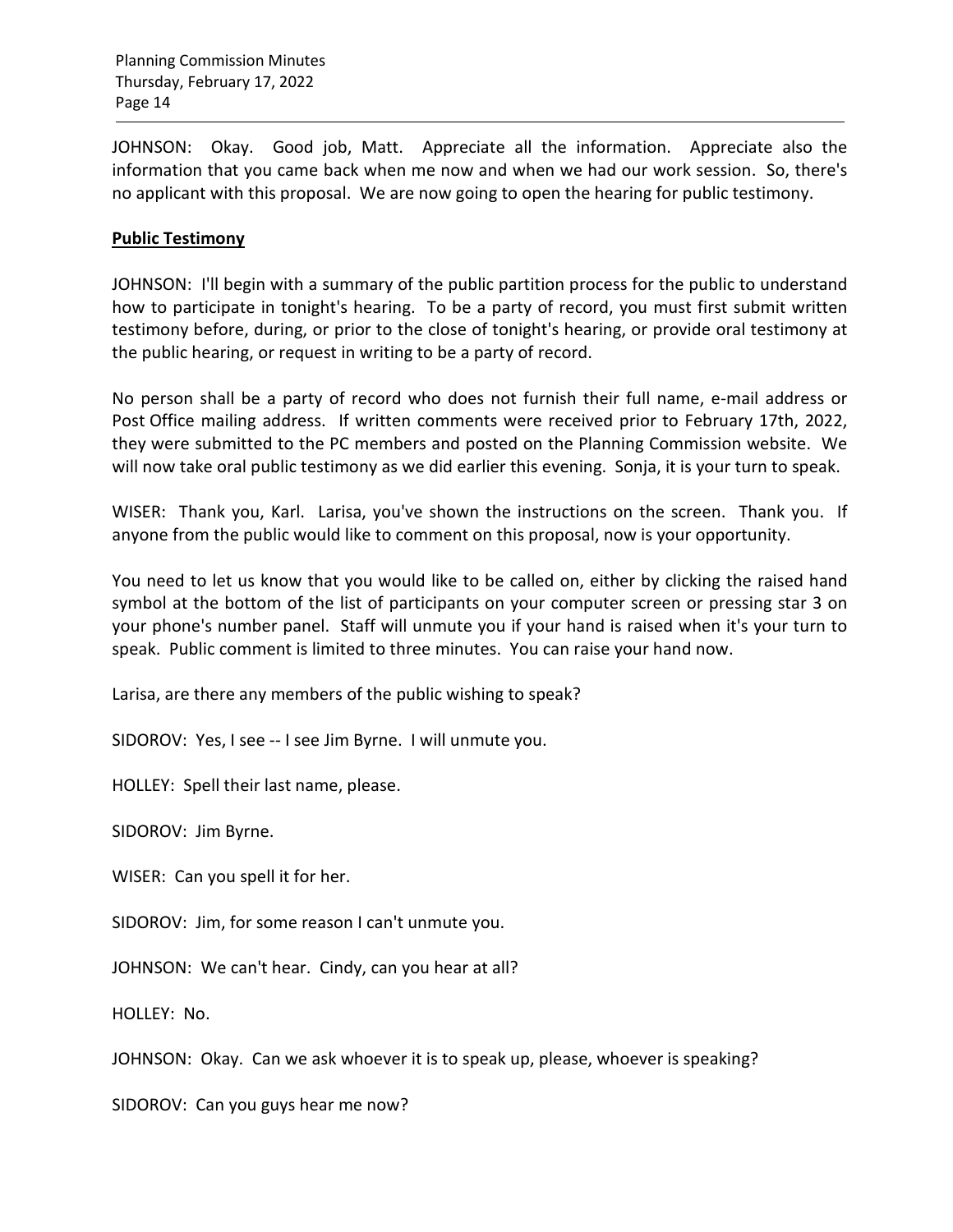JOHNSON: Okay. Good job, Matt. Appreciate all the information. Appreciate also the information that you came back when me now and when we had our work session. So, there's no applicant with this proposal. We are now going to open the hearing for public testimony.

**Public Testimony**

JOHNSON: I'll begin with a summary of the public partition process for the public to understand how to participate in tonight's hearing. To be a party of record, you must first submit written testimony before, during, or prior to the close of tonight's hearing, or provide oral testimony at the public hearing, or request in writing to be a party of record.

No person shall be a party of record who does not furnish their full name, e-mail address or Post Office mailing address. If written comments were received prior to February 17th, 2022, they were submitted to the PC members and posted on the Planning Commission website. We will now take oral public testimony as we did earlier this evening. Sonja, it is your turn to speak.

WISER: Thank you, Karl. Larisa, you've shown the instructions on the screen. Thank you. If anyone from the public would like to comment on this proposal, now is your opportunity.

You need to let us know that you would like to be called on, either by clicking the raised hand symbol at the bottom of the list of participants on your computer screen or pressing star 3 on your phone's number panel. Staff will unmute you if your hand is raised when it's your turn to speak. Public comment is limited to three minutes. You can raise your hand now.

Larisa, are there any members of the public wishing to speak?

SIDOROV: Yes, I see -- I see Jim Byrne. I will unmute you.

HOLLEY: Spell their last name, please.

SIDOROV: Jim Byrne.

WISER: Can you spell it for her.

SIDOROV: Jim, for some reason I can't unmute you.

JOHNSON: We can't hear. Cindy, can you hear at all?

HOLLEY: No.

JOHNSON: Okay. Can we ask whoever it is to speak up, please, whoever is speaking?

SIDOROV: Can you guys hear me now?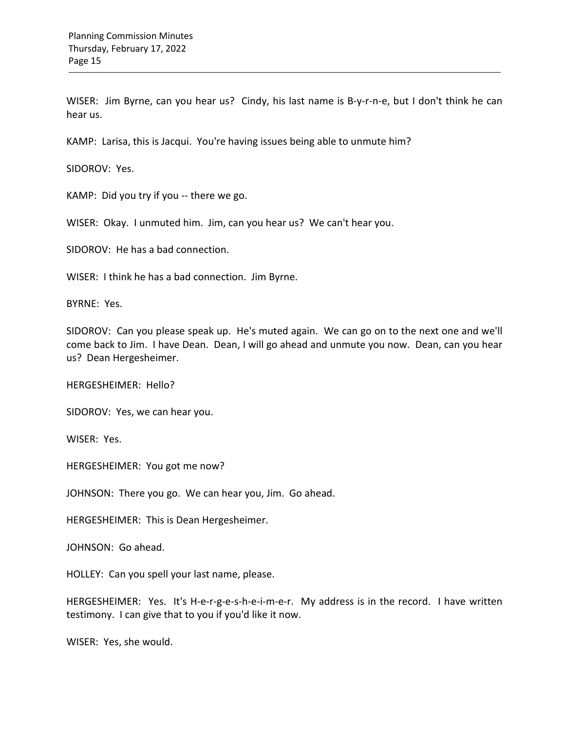WISER: Jim Byrne, can you hear us? Cindy, his last name is B-y-r-n-e, but I don't think he can hear us.

KAMP: Larisa, this is Jacqui. You're having issues being able to unmute him?

SIDOROV: Yes.

KAMP: Did you try if you -- there we go.

WISER: Okay. I unmuted him. Jim, can you hear us? We can't hear you.

SIDOROV: He has a bad connection.

WISER: I think he has a bad connection. Jim Byrne.

BYRNE: Yes.

SIDOROV: Can you please speak up. He's muted again. We can go on to the next one and we'll come back to Jim. I have Dean. Dean, I will go ahead and unmute you now. Dean, can you hear us? Dean Hergesheimer.

HERGESHEIMER: Hello?

SIDOROV: Yes, we can hear you.

WISER: Yes.

HERGESHEIMER: You got me now?

JOHNSON: There you go. We can hear you, Jim. Go ahead.

HERGESHEIMER: This is Dean Hergesheimer.

JOHNSON: Go ahead.

HOLLEY: Can you spell your last name, please.

HERGESHEIMER: Yes. It's H-e-r-g-e-s-h-e-i-m-e-r. My address is in the record. I have written testimony. I can give that to you if you'd like it now.

WISER: Yes, she would.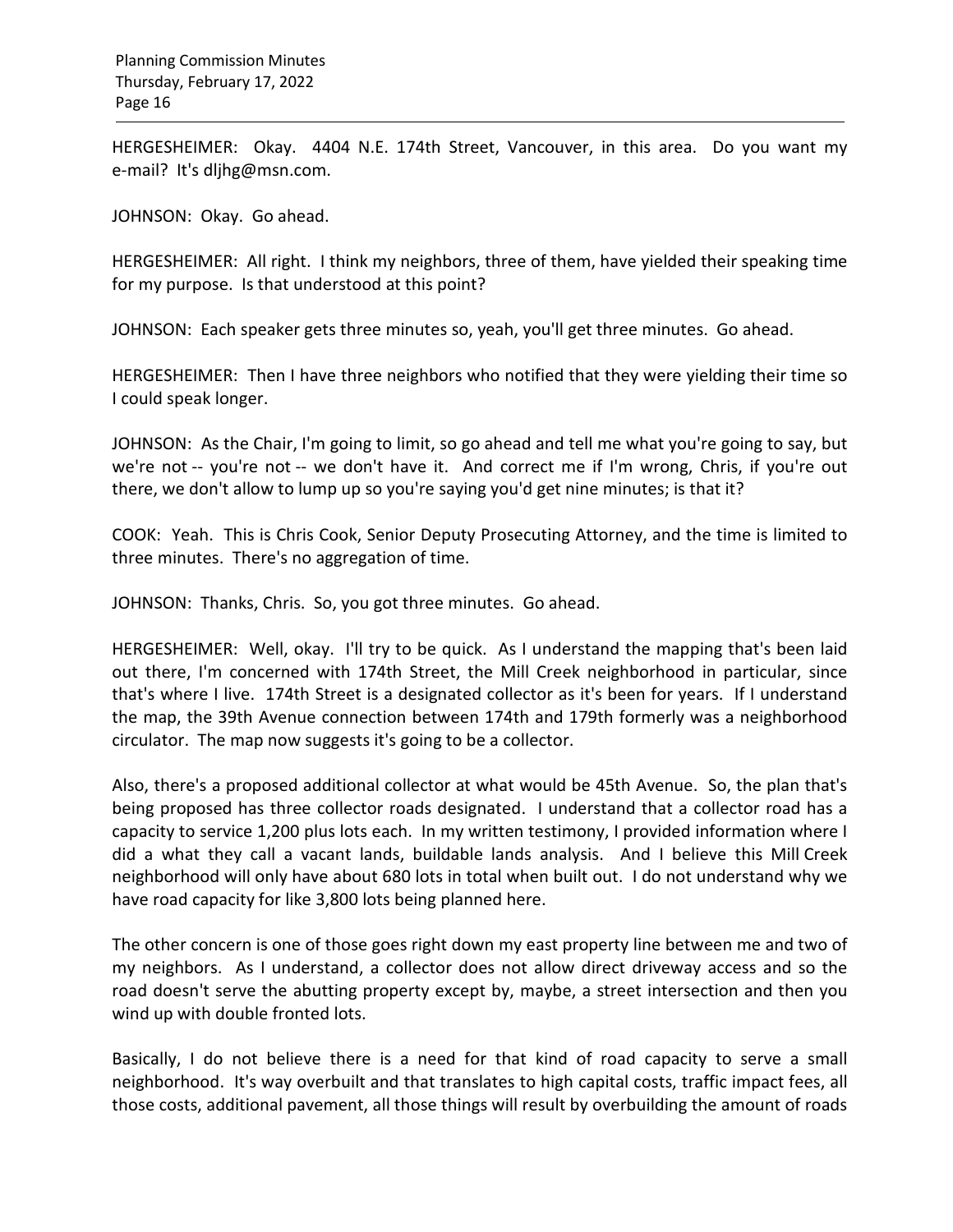HERGESHEIMER: Okay. 4404 N.E. 174th Street, Vancouver, in this area. Do you want my e-mail? It's dljhg@msn.com.

JOHNSON: Okay. Go ahead.

HERGESHEIMER: All right. I think my neighbors, three of them, have yielded their speaking time for my purpose. Is that understood at this point?

JOHNSON: Each speaker gets three minutes so, yeah, you'll get three minutes. Go ahead.

HERGESHEIMER: Then I have three neighbors who notified that they were yielding their time so I could speak longer.

JOHNSON: As the Chair, I'm going to limit, so go ahead and tell me what you're going to say, but we're not -- you're not -- we don't have it. And correct me if I'm wrong, Chris, if you're out there, we don't allow to lump up so you're saying you'd get nine minutes; is that it?

COOK: Yeah. This is Chris Cook, Senior Deputy Prosecuting Attorney, and the time is limited to three minutes. There's no aggregation of time.

JOHNSON: Thanks, Chris. So, you got three minutes. Go ahead.

HERGESHEIMER: Well, okay. I'll try to be quick. As I understand the mapping that's been laid out there, I'm concerned with 174th Street, the Mill Creek neighborhood in particular, since that's where I live. 174th Street is a designated collector as it's been for years. If I understand the map, the 39th Avenue connection between 174th and 179th formerly was a neighborhood circulator. The map now suggests it's going to be a collector.

Also, there's a proposed additional collector at what would be 45th Avenue. So, the plan that's being proposed has three collector roads designated. I understand that a collector road has a capacity to service 1,200 plus lots each. In my written testimony, I provided information where I did a what they call a vacant lands, buildable lands analysis. And I believe this Mill Creek neighborhood will only have about 680 lots in total when built out. I do not understand why we have road capacity for like 3,800 lots being planned here.

The other concern is one of those goes right down my east property line between me and two of my neighbors. As I understand, a collector does not allow direct driveway access and so the road doesn't serve the abutting property except by, maybe, a street intersection and then you wind up with double fronted lots.

Basically, I do not believe there is a need for that kind of road capacity to serve a small neighborhood. It's way overbuilt and that translates to high capital costs, traffic impact fees, all those costs, additional pavement, all those things will result by overbuilding the amount of roads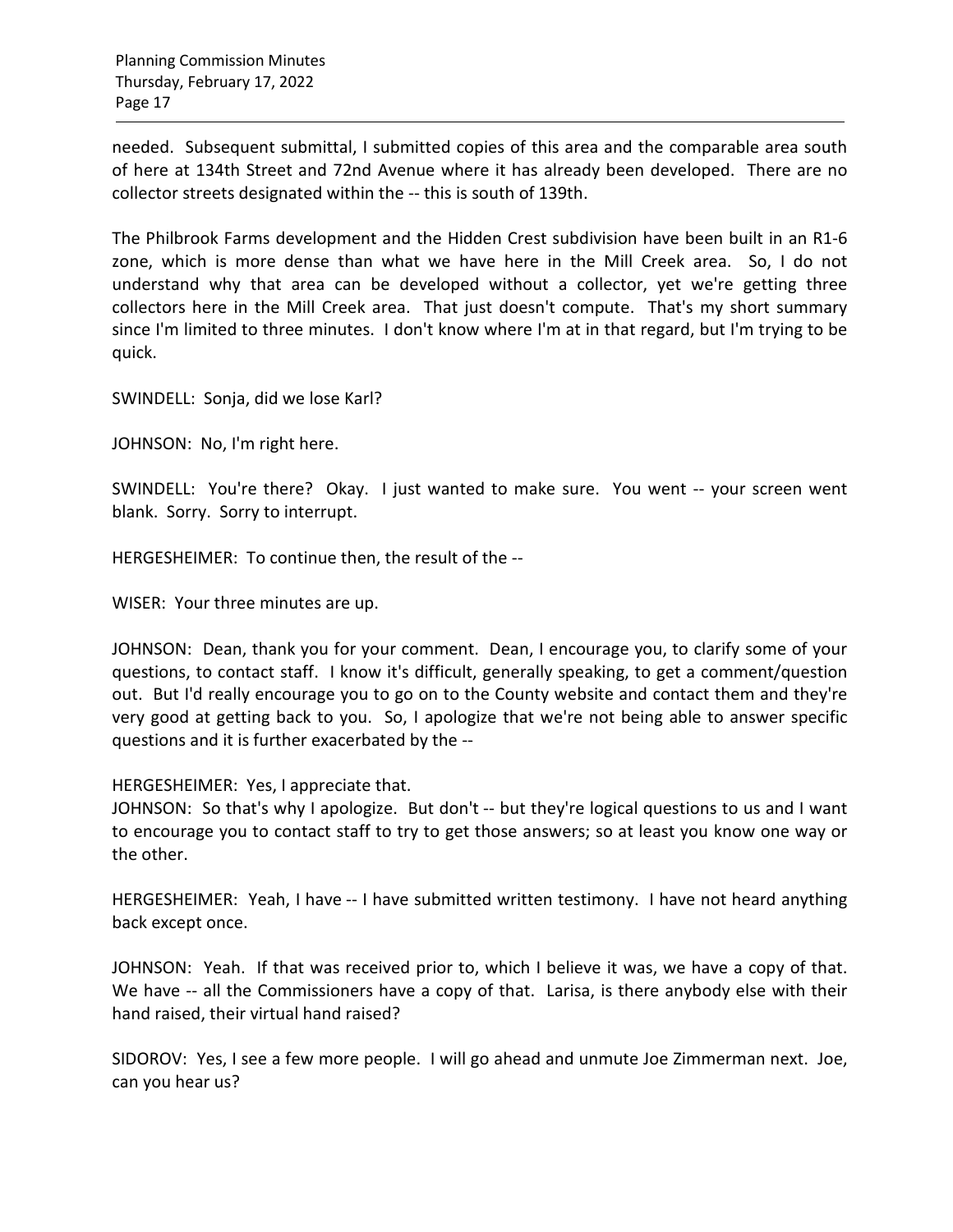needed. Subsequent submittal, I submitted copies of this area and the comparable area south of here at 134th Street and 72nd Avenue where it has already been developed. There are no collector streets designated within the -- this is south of 139th.

The Philbrook Farms development and the Hidden Crest subdivision have been built in an R1-6 zone, which is more dense than what we have here in the Mill Creek area. So, I do not understand why that area can be developed without a collector, yet we're getting three collectors here in the Mill Creek area. That just doesn't compute. That's my short summary since I'm limited to three minutes. I don't know where I'm at in that regard, but I'm trying to be quick.

SWINDELL: Sonja, did we lose Karl?

JOHNSON: No, I'm right here.

SWINDELL: You're there? Okay. I just wanted to make sure. You went -- your screen went blank. Sorry. Sorry to interrupt.

HERGESHEIMER: To continue then, the result of the --

WISER: Your three minutes are up.

JOHNSON: Dean, thank you for your comment. Dean, I encourage you, to clarify some of your questions, to contact staff. I know it's difficult, generally speaking, to get a comment/question out. But I'd really encourage you to go on to the County website and contact them and they're very good at getting back to you. So, I apologize that we're not being able to answer specific questions and it is further exacerbated by the --

HERGESHEIMER: Yes, I appreciate that.

JOHNSON: So that's why I apologize. But don't -- but they're logical questions to us and I want to encourage you to contact staff to try to get those answers; so at least you know one way or the other.

HERGESHEIMER: Yeah, I have -- I have submitted written testimony. I have not heard anything back except once.

JOHNSON: Yeah. If that was received prior to, which I believe it was, we have a copy of that. We have -- all the Commissioners have a copy of that. Larisa, is there anybody else with their hand raised, their virtual hand raised?

SIDOROV: Yes, I see a few more people. I will go ahead and unmute Joe Zimmerman next. Joe, can you hear us?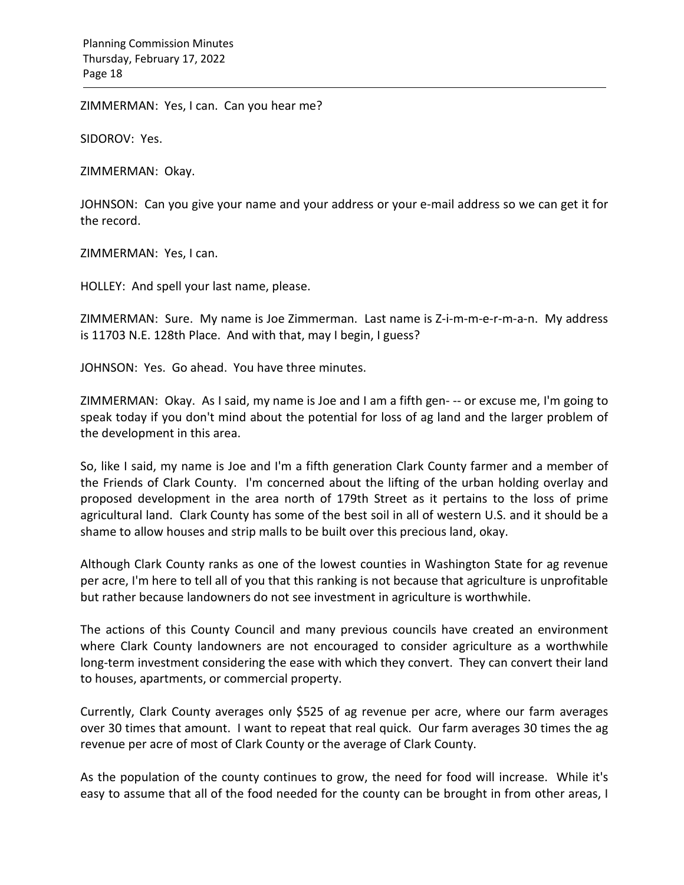ZIMMERMAN: Yes, I can. Can you hear me?

SIDOROV: Yes.

ZIMMERMAN: Okay.

JOHNSON: Can you give your name and your address or your e-mail address so we can get it for the record.

ZIMMERMAN: Yes, I can.

HOLLEY: And spell your last name, please.

ZIMMERMAN: Sure. My name is Joe Zimmerman. Last name is Z-i-m-m-e-r-m-a-n. My address is 11703 N.E. 128th Place. And with that, may I begin, I guess?

JOHNSON: Yes. Go ahead. You have three minutes.

ZIMMERMAN: Okay. As I said, my name is Joe and I am a fifth gen- -- or excuse me, I'm going to speak today if you don't mind about the potential for loss of ag land and the larger problem of the development in this area.

So, like I said, my name is Joe and I'm a fifth generation Clark County farmer and a member of the Friends of Clark County. I'm concerned about the lifting of the urban holding overlay and proposed development in the area north of 179th Street as it pertains to the loss of prime agricultural land. Clark County has some of the best soil in all of western U.S. and it should be a shame to allow houses and strip malls to be built over this precious land, okay.

Although Clark County ranks as one of the lowest counties in Washington State for ag revenue per acre, I'm here to tell all of you that this ranking is not because that agriculture is unprofitable but rather because landowners do not see investment in agriculture is worthwhile.

The actions of this County Council and many previous councils have created an environment where Clark County landowners are not encouraged to consider agriculture as a worthwhile long-term investment considering the ease with which they convert. They can convert their land to houses, apartments, or commercial property.

Currently, Clark County averages only $525 of ag revenue per acre, where our farm averages over 30 times that amount. I want to repeat that real quick. Our farm averages 30 times the ag revenue per acre of most of Clark County or the average of Clark County.

As the population of the county continues to grow, the need for food will increase. While it's easy to assume that all of the food needed for the county can be brought in from other areas, I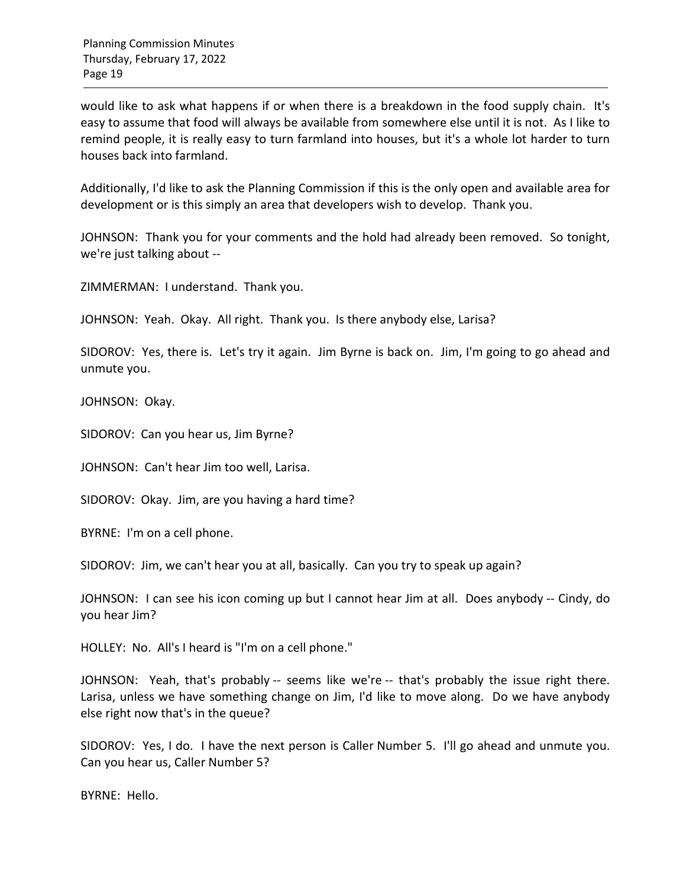would like to ask what happens if or when there is a breakdown in the food supply chain. It's easy to assume that food will always be available from somewhere else until it is not. As I like to remind people, it is really easy to turn farmland into houses, but it's a whole lot harder to turn houses back into farmland.

Additionally, I'd like to ask the Planning Commission if this is the only open and available area for development or is this simply an area that developers wish to develop. Thank you.

JOHNSON: Thank you for your comments and the hold had already been removed. So tonight, we're just talking about --

ZIMMERMAN: I understand. Thank you.

JOHNSON: Yeah. Okay. All right. Thank you. Is there anybody else, Larisa?

SIDOROV: Yes, there is. Let's try it again. Jim Byrne is back on. Jim, I'm going to go ahead and unmute you.

JOHNSON: Okay.

SIDOROV: Can you hear us, Jim Byrne?

JOHNSON: Can't hear Jim too well, Larisa.

SIDOROV: Okay. Jim, are you having a hard time?

BYRNE: I'm on a cell phone.

SIDOROV: Jim, we can't hear you at all, basically. Can you try to speak up again?

JOHNSON: I can see his icon coming up but I cannot hear Jim at all. Does anybody -- Cindy, do you hear Jim?

HOLLEY: No. All's I heard is "I'm on a cell phone."

JOHNSON: Yeah, that's probably -- seems like we're -- that's probably the issue right there. Larisa, unless we have something change on Jim, I'd like to move along. Do we have anybody else right now that's in the queue?

SIDOROV: Yes, I do. I have the next person is Caller Number 5. I'll go ahead and unmute you. Can you hear us, Caller Number 5?

BYRNE: Hello.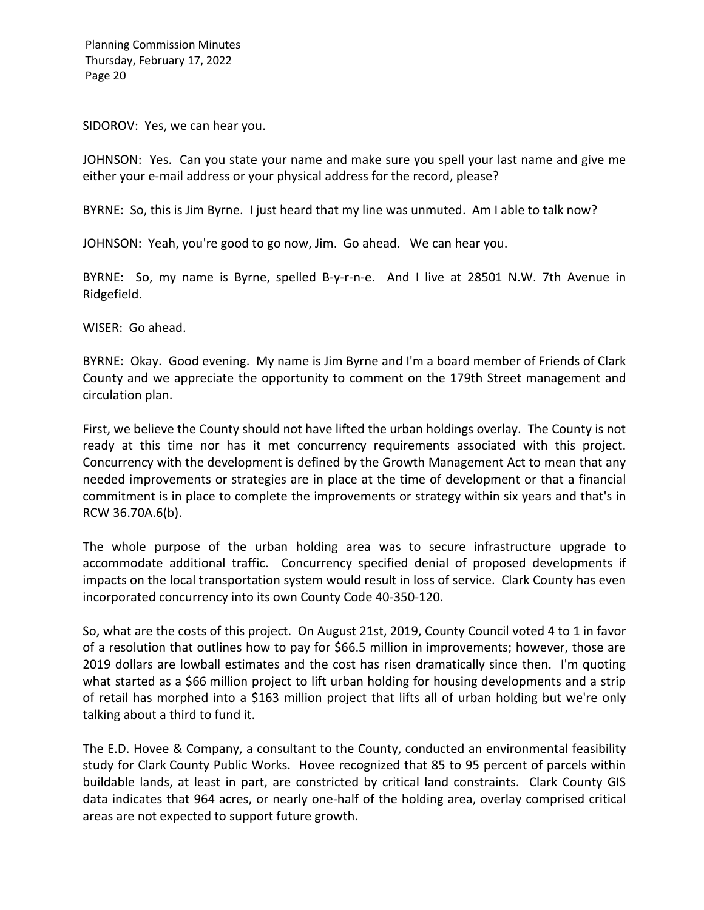SIDOROV: Yes, we can hear you.

JOHNSON: Yes. Can you state your name and make sure you spell your last name and give me either your e-mail address or your physical address for the record, please?

BYRNE: So, this is Jim Byrne. I just heard that my line was unmuted. Am I able to talk now?

JOHNSON: Yeah, you're good to go now, Jim. Go ahead. We can hear you.

BYRNE: So, my name is Byrne, spelled B-y-r-n-e. And I live at 28501 N.W. 7th Avenue in Ridgefield.

WISER: Go ahead.

BYRNE: Okay. Good evening. My name is Jim Byrne and I'm a board member of Friends of Clark County and we appreciate the opportunity to comment on the 179th Street management and circulation plan.

First, we believe the County should not have lifted the urban holdings overlay. The County is not ready at this time nor has it met concurrency requirements associated with this project. Concurrency with the development is defined by the Growth Management Act to mean that any needed improvements or strategies are in place at the time of development or that a financial commitment is in place to complete the improvements or strategy within six years and that's in RCW 36.70A.6(b).

The whole purpose of the urban holding area was to secure infrastructure upgrade to accommodate additional traffic. Concurrency specified denial of proposed developments if impacts on the local transportation system would result in loss of service. Clark County has even incorporated concurrency into its own County Code 40-350-120.

So, what are the costs of this project. On August 21st, 2019, County Council voted 4 to 1 in favor of a resolution that outlines how to pay for $66.5 million in improvements; however, those are 2019 dollars are lowball estimates and the cost has risen dramatically since then. I'm quoting what started as a $66 million project to lift urban holding for housing developments and a strip of retail has morphed into a $163 million project that lifts all of urban holding but we're only talking about a third to fund it.

The E.D. Hovee & Company, a consultant to the County, conducted an environmental feasibility study for Clark County Public Works. Hovee recognized that 85 to 95 percent of parcels within buildable lands, at least in part, are constricted by critical land constraints. Clark County GIS data indicates that 964 acres, or nearly one-half of the holding area, overlay comprised critical areas are not expected to support future growth.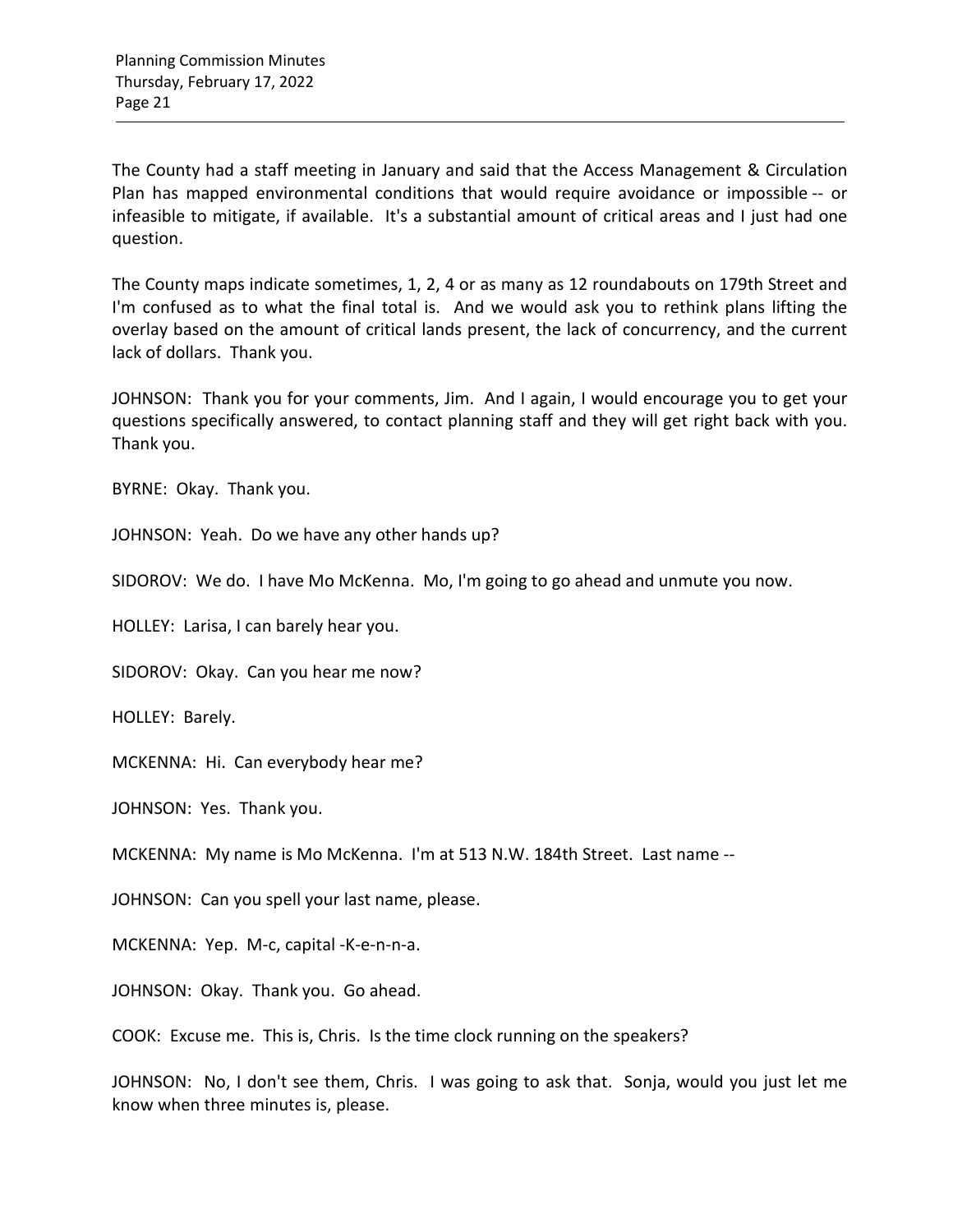The County had a staff meeting in January and said that the Access Management & Circulation Plan has mapped environmental conditions that would require avoidance or impossible -- or infeasible to mitigate, if available. It's a substantial amount of critical areas and I just had one question.

The County maps indicate sometimes, 1, 2, 4 or as many as 12 roundabouts on 179th Street and I'm confused as to what the final total is. And we would ask you to rethink plans lifting the overlay based on the amount of critical lands present, the lack of concurrency, and the current lack of dollars. Thank you.

JOHNSON: Thank you for your comments, Jim. And I again, I would encourage you to get your questions specifically answered, to contact planning staff and they will get right back with you. Thank you.

BYRNE: Okay. Thank you.

JOHNSON: Yeah. Do we have any other hands up?

SIDOROV: We do. I have Mo McKenna. Mo, I'm going to go ahead and unmute you now.

HOLLEY: Larisa, I can barely hear you.

SIDOROV: Okay. Can you hear me now?

HOLLEY: Barely.

MCKENNA: Hi. Can everybody hear me?

JOHNSON: Yes. Thank you.

MCKENNA: My name is Mo McKenna. I'm at 513 N.W. 184th Street. Last name --

JOHNSON: Can you spell your last name, please.

MCKENNA: Yep. M-c, capital -K-e-n-n-a.

JOHNSON: Okay. Thank you. Go ahead.

COOK: Excuse me. This is, Chris. Is the time clock running on the speakers?

JOHNSON: No, I don't see them, Chris. I was going to ask that. Sonja, would you just let me know when three minutes is, please.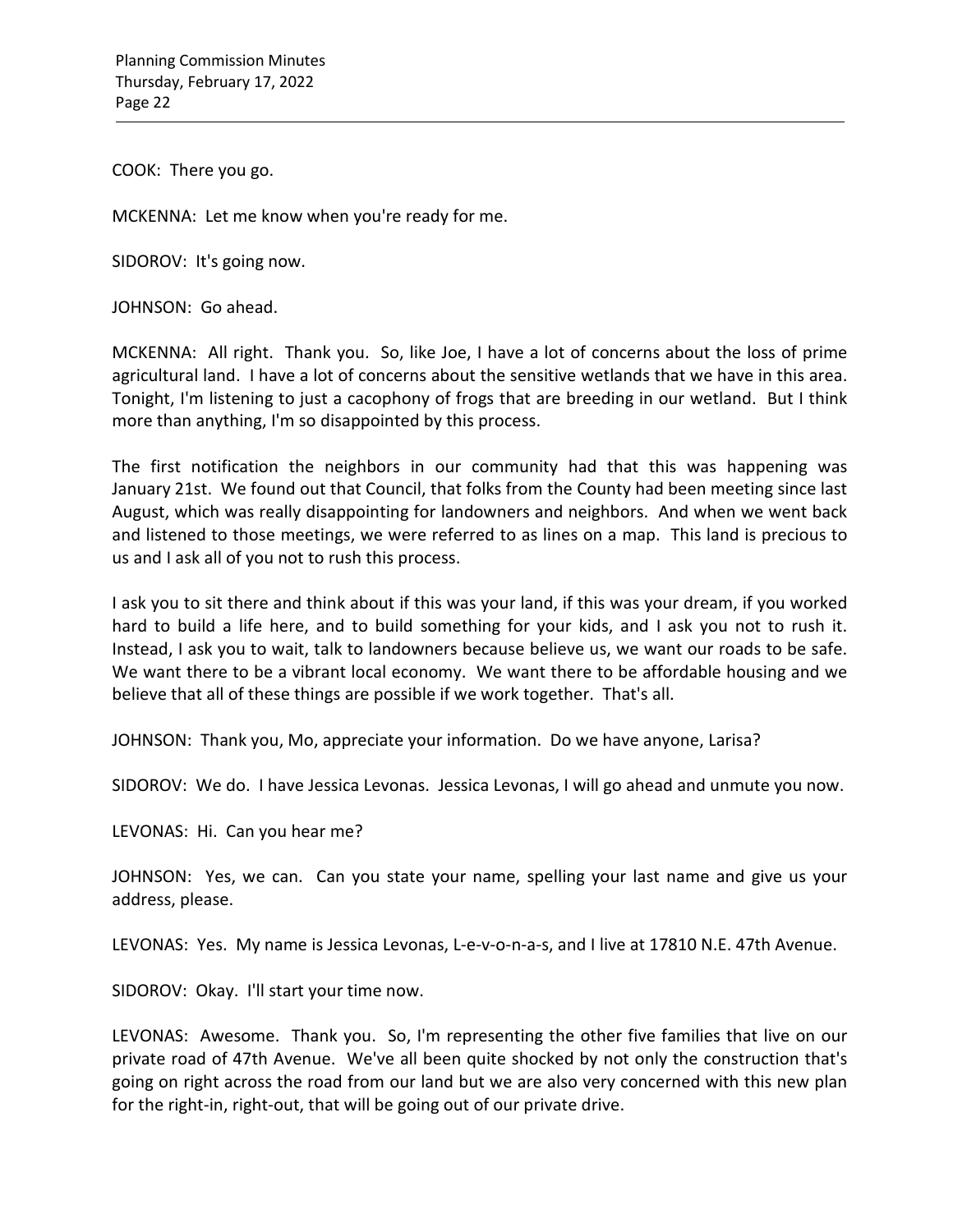COOK: There you go.

MCKENNA: Let me know when you're ready for me.

SIDOROV: It's going now.

JOHNSON: Go ahead.

MCKENNA: All right. Thank you. So, like Joe, I have a lot of concerns about the loss of prime agricultural land. I have a lot of concerns about the sensitive wetlands that we have in this area. Tonight, I'm listening to just a cacophony of frogs that are breeding in our wetland. But I think more than anything, I'm so disappointed by this process.

The first notification the neighbors in our community had that this was happening was January 21st. We found out that Council, that folks from the County had been meeting since last August, which was really disappointing for landowners and neighbors. And when we went back and listened to those meetings, we were referred to as lines on a map. This land is precious to us and I ask all of you not to rush this process.

I ask you to sit there and think about if this was your land, if this was your dream, if you worked hard to build a life here, and to build something for your kids, and I ask you not to rush it. Instead, I ask you to wait, talk to landowners because believe us, we want our roads to be safe. We want there to be a vibrant local economy. We want there to be affordable housing and we believe that all of these things are possible if we work together. That's all.

JOHNSON: Thank you, Mo, appreciate your information. Do we have anyone, Larisa?

SIDOROV: We do. I have Jessica Levonas. Jessica Levonas, I will go ahead and unmute you now.

LEVONAS: Hi. Can you hear me?

JOHNSON: Yes, we can. Can you state your name, spelling your last name and give us your address, please.

LEVONAS: Yes. My name is Jessica Levonas, L-e-v-o-n-a-s, and I live at 17810 N.E. 47th Avenue.

SIDOROV: Okay. I'll start your time now.

LEVONAS: Awesome. Thank you. So, I'm representing the other five families that live on our private road of 47th Avenue. We've all been quite shocked by not only the construction that's going on right across the road from our land but we are also very concerned with this new plan for the right-in, right-out, that will be going out of our private drive.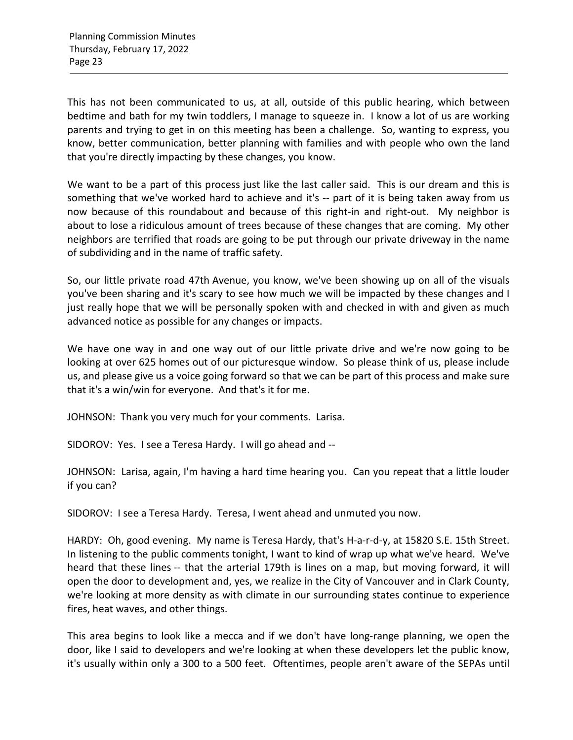This has not been communicated to us, at all, outside of this public hearing, which between bedtime and bath for my twin toddlers, I manage to squeeze in. I know a lot of us are working parents and trying to get in on this meeting has been a challenge. So, wanting to express, you know, better communication, better planning with families and with people who own the land that you're directly impacting by these changes, you know.

We want to be a part of this process just like the last caller said. This is our dream and this is something that we've worked hard to achieve and it's -- part of it is being taken away from us now because of this roundabout and because of this right-in and right-out. My neighbor is about to lose a ridiculous amount of trees because of these changes that are coming. My other neighbors are terrified that roads are going to be put through our private driveway in the name of subdividing and in the name of traffic safety.

So, our little private road 47th Avenue, you know, we've been showing up on all of the visuals you've been sharing and it's scary to see how much we will be impacted by these changes and I just really hope that we will be personally spoken with and checked in with and given as much advanced notice as possible for any changes or impacts.

We have one way in and one way out of our little private drive and we're now going to be looking at over 625 homes out of our picturesque window. So please think of us, please include us, and please give us a voice going forward so that we can be part of this process and make sure that it's a win/win for everyone. And that's it for me.

JOHNSON: Thank you very much for your comments. Larisa.

SIDOROV: Yes. I see a Teresa Hardy. I will go ahead and --

JOHNSON: Larisa, again, I'm having a hard time hearing you. Can you repeat that a little louder if you can?

SIDOROV: I see a Teresa Hardy. Teresa, I went ahead and unmuted you now.

HARDY: Oh, good evening. My name is Teresa Hardy, that's H-a-r-d-y, at 15820 S.E. 15th Street. In listening to the public comments tonight, I want to kind of wrap up what we've heard. We've heard that these lines -- that the arterial 179th is lines on a map, but moving forward, it will open the door to development and, yes, we realize in the City of Vancouver and in Clark County, we're looking at more density as with climate in our surrounding states continue to experience fires, heat waves, and other things.

This area begins to look like a mecca and if we don't have long-range planning, we open the door, like I said to developers and we're looking at when these developers let the public know, it's usually within only a 300 to a 500 feet. Oftentimes, people aren't aware of the SEPAs until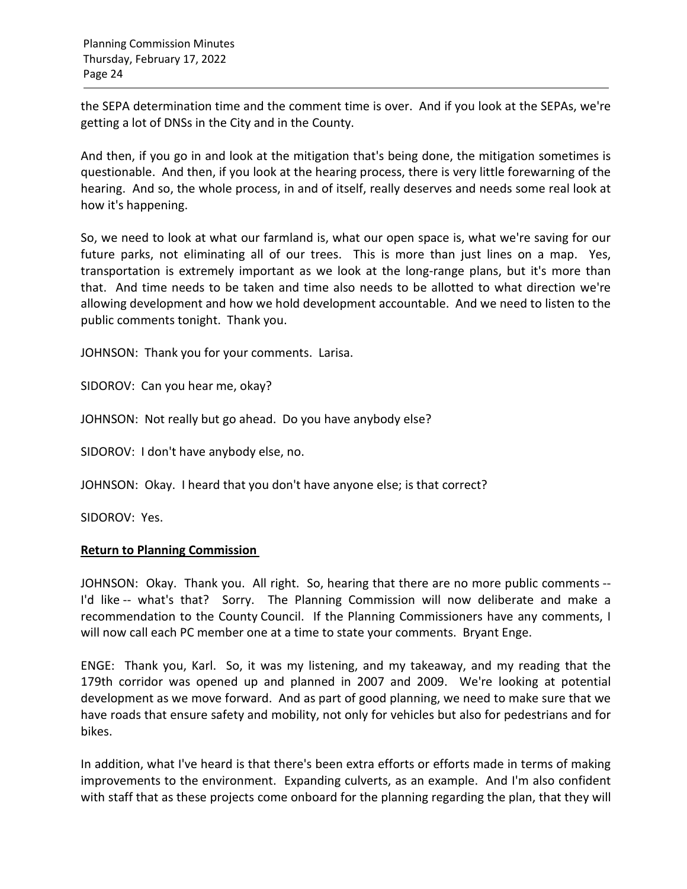the SEPA determination time and the comment time is over. And if you look at the SEPAs, we're getting a lot of DNSs in the City and in the County.

And then, if you go in and look at the mitigation that's being done, the mitigation sometimes is questionable. And then, if you look at the hearing process, there is very little forewarning of the hearing. And so, the whole process, in and of itself, really deserves and needs some real look at how it's happening.

So, we need to look at what our farmland is, what our open space is, what we're saving for our future parks, not eliminating all of our trees. This is more than just lines on a map. Yes, transportation is extremely important as we look at the long-range plans, but it's more than that. And time needs to be taken and time also needs to be allotted to what direction we're allowing development and how we hold development accountable. And we need to listen to the public comments tonight. Thank you.

JOHNSON: Thank you for your comments. Larisa.

SIDOROV: Can you hear me, okay?

JOHNSON: Not really but go ahead. Do you have anybody else?

SIDOROV: I don't have anybody else, no.

JOHNSON: Okay. I heard that you don't have anyone else; is that correct?

SIDOROV: Yes.

**Return to Planning Commission**

JOHNSON: Okay. Thank you. All right. So, hearing that there are no more public comments -- I'd like -- what's that? Sorry. The Planning Commission will now deliberate and make a recommendation to the County Council. If the Planning Commissioners have any comments, I will now call each PC member one at a time to state your comments. Bryant Enge.

ENGE: Thank you, Karl. So, it was my listening, and my takeaway, and my reading that the 179th corridor was opened up and planned in 2007 and 2009. We're looking at potential development as we move forward. And as part of good planning, we need to make sure that we have roads that ensure safety and mobility, not only for vehicles but also for pedestrians and for bikes.

In addition, what I've heard is that there's been extra efforts or efforts made in terms of making improvements to the environment. Expanding culverts, as an example. And I'm also confident with staff that as these projects come onboard for the planning regarding the plan, that they will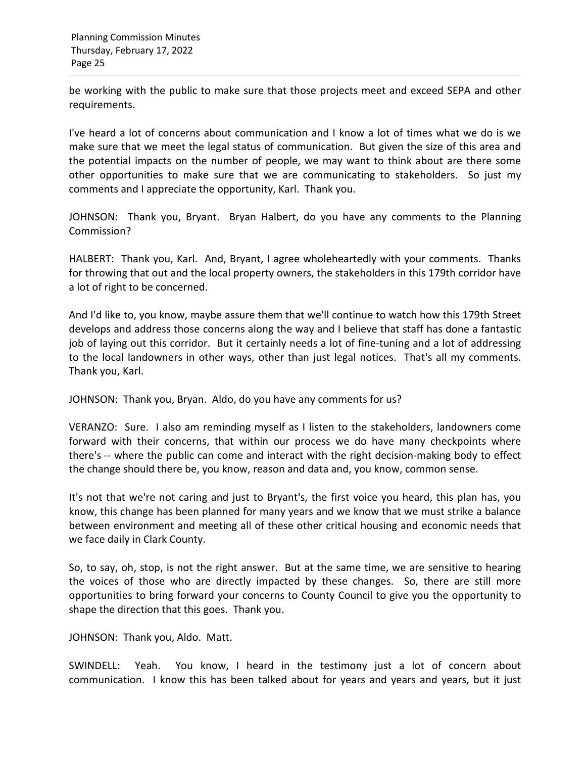be working with the public to make sure that those projects meet and exceed SEPA and other requirements.

I've heard a lot of concerns about communication and I know a lot of times what we do is we make sure that we meet the legal status of communication. But given the size of this area and the potential impacts on the number of people, we may want to think about are there some other opportunities to make sure that we are communicating to stakeholders. So just my comments and I appreciate the opportunity, Karl. Thank you.

JOHNSON: Thank you, Bryant. Bryan Halbert, do you have any comments to the Planning Commission?

HALBERT: Thank you, Karl. And, Bryant, I agree wholeheartedly with your comments. Thanks for throwing that out and the local property owners, the stakeholders in this 179th corridor have a lot of right to be concerned.

And I'd like to, you know, maybe assure them that we'll continue to watch how this 179th Street develops and address those concerns along the way and I believe that staff has done a fantastic job of laying out this corridor. But it certainly needs a lot of fine-tuning and a lot of addressing to the local landowners in other ways, other than just legal notices. That's all my comments. Thank you, Karl.

JOHNSON: Thank you, Bryan. Aldo, do you have any comments for us?

VERANZO: Sure. I also am reminding myself as I listen to the stakeholders, landowners come forward with their concerns, that within our process we do have many checkpoints where there's -- where the public can come and interact with the right decision-making body to effect the change should there be, you know, reason and data and, you know, common sense.

It's not that we're not caring and just to Bryant's, the first voice you heard, this plan has, you know, this change has been planned for many years and we know that we must strike a balance between environment and meeting all of these other critical housing and economic needs that we face daily in Clark County.

So, to say, oh, stop, is not the right answer. But at the same time, we are sensitive to hearing the voices of those who are directly impacted by these changes. So, there are still more opportunities to bring forward your concerns to County Council to give you the opportunity to shape the direction that this goes. Thank you.

JOHNSON: Thank you, Aldo. Matt.

SWINDELL: Yeah. You know, I heard in the testimony just a lot of concern about communication. I know this has been talked about for years and years and years, but it just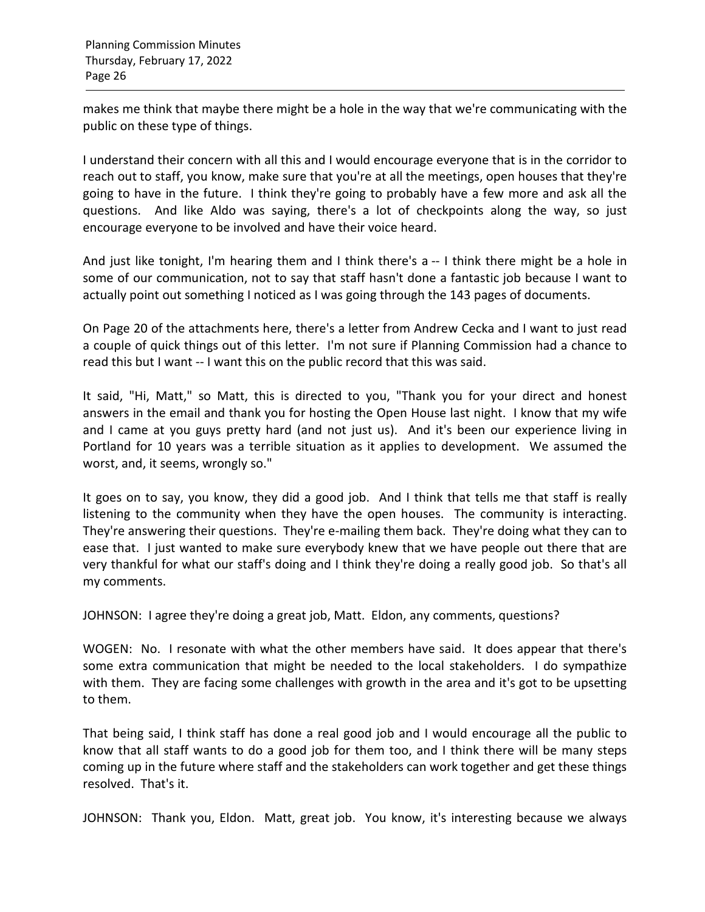makes me think that maybe there might be a hole in the way that we're communicating with the public on these type of things.

I understand their concern with all this and I would encourage everyone that is in the corridor to reach out to staff, you know, make sure that you're at all the meetings, open houses that they're going to have in the future. I think they're going to probably have a few more and ask all the questions. And like Aldo was saying, there's a lot of checkpoints along the way, so just encourage everyone to be involved and have their voice heard.

And just like tonight, I'm hearing them and I think there's a -- I think there might be a hole in some of our communication, not to say that staff hasn't done a fantastic job because I want to actually point out something I noticed as I was going through the 143 pages of documents.

On Page 20 of the attachments here, there's a letter from Andrew Cecka and I want to just read a couple of quick things out of this letter. I'm not sure if Planning Commission had a chance to read this but I want -- I want this on the public record that this was said.

It said, "Hi, Matt," so Matt, this is directed to you, "Thank you for your direct and honest answers in the email and thank you for hosting the Open House last night. I know that my wife and I came at you guys pretty hard (and not just us). And it's been our experience living in Portland for 10 years was a terrible situation as it applies to development. We assumed the worst, and, it seems, wrongly so."

It goes on to say, you know, they did a good job. And I think that tells me that staff is really listening to the community when they have the open houses. The community is interacting. They're answering their questions. They're e-mailing them back. They're doing what they can to ease that. I just wanted to make sure everybody knew that we have people out there that are very thankful for what our staff's doing and I think they're doing a really good job. So that's all my comments.

JOHNSON: I agree they're doing a great job, Matt. Eldon, any comments, questions?

WOGEN: No. I resonate with what the other members have said. It does appear that there's some extra communication that might be needed to the local stakeholders. I do sympathize with them. They are facing some challenges with growth in the area and it's got to be upsetting to them.

That being said, I think staff has done a real good job and I would encourage all the public to know that all staff wants to do a good job for them too, and I think there will be many steps coming up in the future where staff and the stakeholders can work together and get these things resolved. That's it.

JOHNSON: Thank you, Eldon. Matt, great job. You know, it's interesting because we always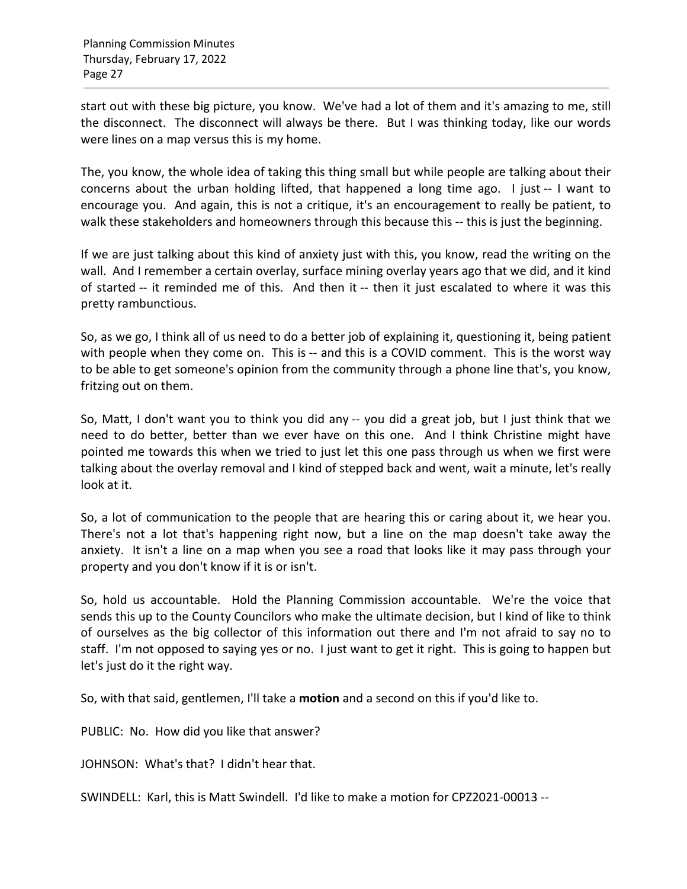start out with these big picture, you know. We've had a lot of them and it's amazing to me, still the disconnect. The disconnect will always be there. But I was thinking today, like our words were lines on a map versus this is my home.

The, you know, the whole idea of taking this thing small but while people are talking about their concerns about the urban holding lifted, that happened a long time ago. I just -- I want to encourage you. And again, this is not a critique, it's an encouragement to really be patient, to walk these stakeholders and homeowners through this because this -- this is just the beginning.

If we are just talking about this kind of anxiety just with this, you know, read the writing on the wall. And I remember a certain overlay, surface mining overlay years ago that we did, and it kind of started -- it reminded me of this. And then it -- then it just escalated to where it was this pretty rambunctious.

So, as we go, I think all of us need to do a better job of explaining it, questioning it, being patient with people when they come on. This is -- and this is a COVID comment. This is the worst way to be able to get someone's opinion from the community through a phone line that's, you know, fritzing out on them.

So, Matt, I don't want you to think you did any -- you did a great job, but I just think that we need to do better, better than we ever have on this one. And I think Christine might have pointed me towards this when we tried to just let this one pass through us when we first were talking about the overlay removal and I kind of stepped back and went, wait a minute, let's really look at it.

So, a lot of communication to the people that are hearing this or caring about it, we hear you. There's not a lot that's happening right now, but a line on the map doesn't take away the anxiety. It isn't a line on a map when you see a road that looks like it may pass through your property and you don't know if it is or isn't.

So, hold us accountable. Hold the Planning Commission accountable. We're the voice that sends this up to the County Councilors who make the ultimate decision, but I kind of like to think of ourselves as the big collector of this information out there and I'm not afraid to say no to staff. I'm not opposed to saying yes or no. I just want to get it right. This is going to happen but let's just do it the right way.

So, with that said, gentlemen, I'll take a **motion** and a second on this if you'd like to.

PUBLIC: No. How did you like that answer?

JOHNSON: What's that? I didn't hear that.

SWINDELL: Karl, this is Matt Swindell. I'd like to make a motion for CPZ2021-00013 --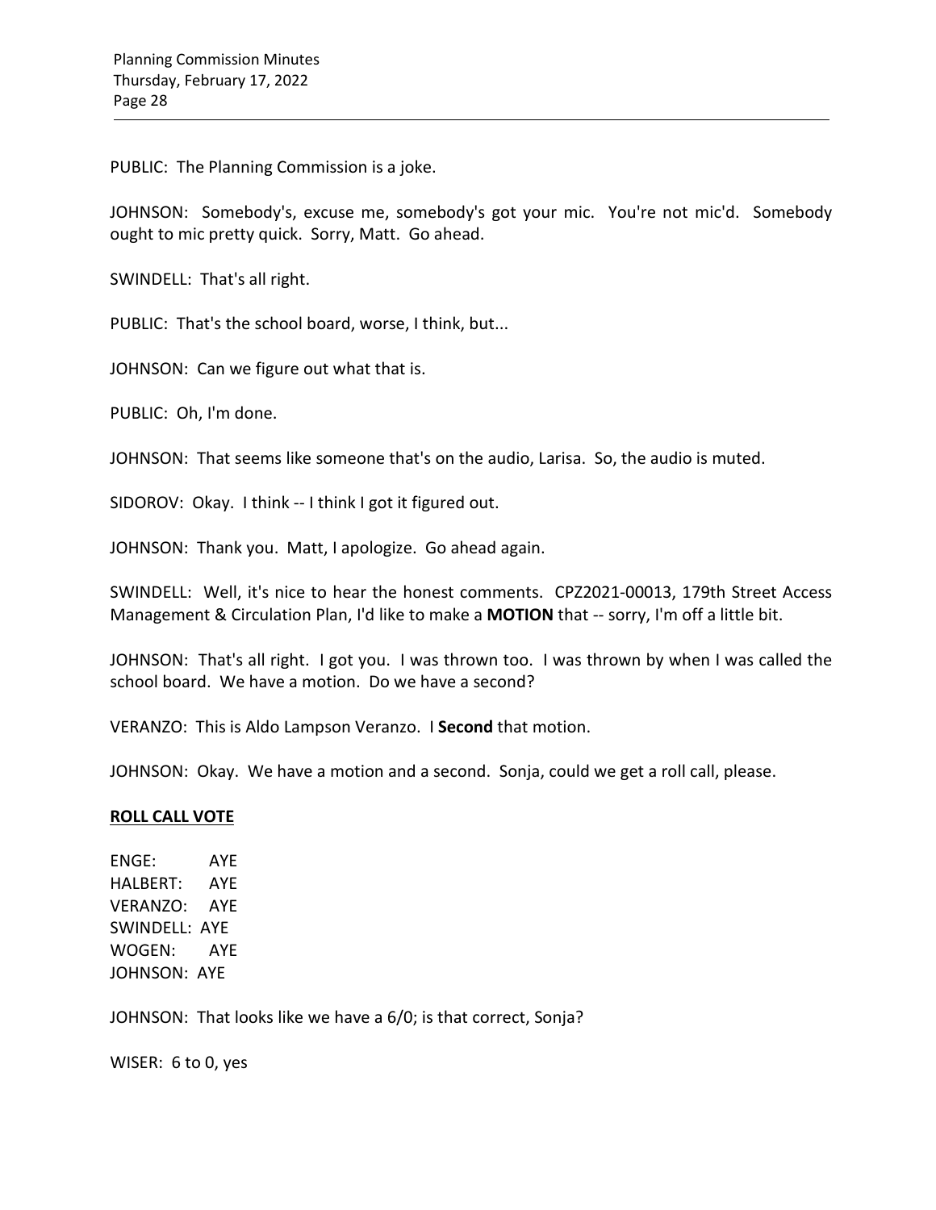PUBLIC: The Planning Commission is a joke.

JOHNSON: Somebody's, excuse me, somebody's got your mic. You're not mic'd. Somebody ought to mic pretty quick. Sorry, Matt. Go ahead.

SWINDELL: That's all right.

PUBLIC: That's the school board, worse, I think, but...

JOHNSON: Can we figure out what that is.

PUBLIC: Oh, I'm done.

JOHNSON: That seems like someone that's on the audio, Larisa. So, the audio is muted.

SIDOROV: Okay. I think -- I think I got it figured out.

JOHNSON: Thank you. Matt, I apologize. Go ahead again.

SWINDELL: Well, it's nice to hear the honest comments. CPZ2021-00013, 179th Street Access Management & Circulation Plan, I'd like to make a **MOTION** that -- sorry, I'm off a little bit.

JOHNSON: That's all right. I got you. I was thrown too. I was thrown by when I was called the school board. We have a motion. Do we have a second?

VERANZO: This is Aldo Lampson Veranzo. I **Second** that motion.

JOHNSON: Okay. We have a motion and a second. Sonja, could we get a roll call, please.

**ROLL CALL VOTE**

ENGE: AYE
HALBERT: AYE
VERANZO: AYE
SWINDELL: AYE
WOGEN: AYE
JOHNSON: AYE

JOHNSON: That looks like we have a 6/0; is that correct, Sonja?

WISER: 6 to 0, yes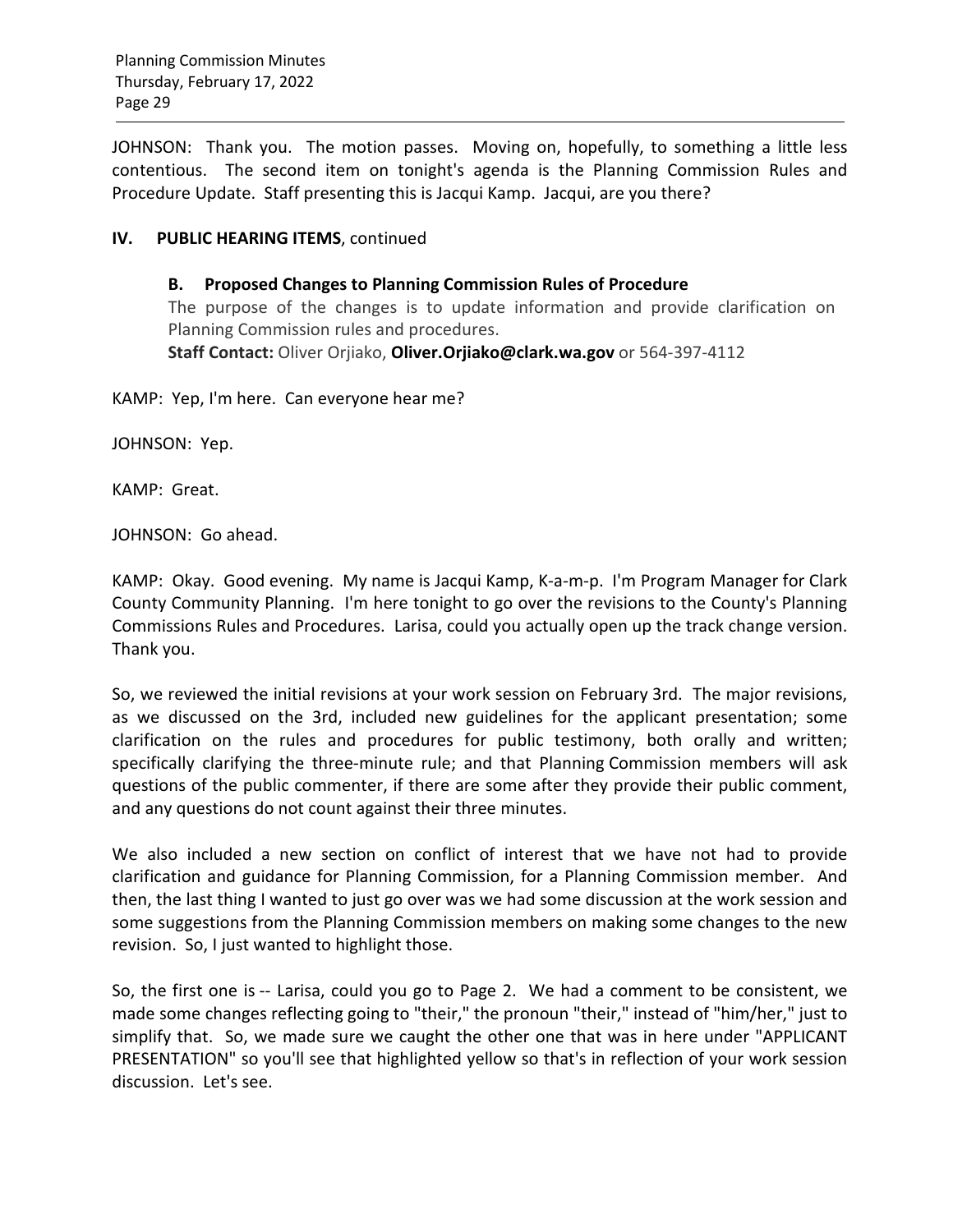JOHNSON: Thank you. The motion passes. Moving on, hopefully, to something a little less contentious. The second item on tonight's agenda is the Planning Commission Rules and Procedure Update. Staff presenting this is Jacqui Kamp. Jacqui, are you there?

## IV. PUBLIC HEARING ITEMS, continued

### B. Proposed Changes to Planning Commission Rules of Procedure

The purpose of the changes is to update information and provide clarification on Planning Commission rules and procedures.

**Staff Contact:** Oliver Orjiako, **Oliver.Orjiako@clark.wa.gov** or 564-397-4112

KAMP: Yep, I'm here. Can everyone hear me?

JOHNSON: Yep.

KAMP: Great.

JOHNSON: Go ahead.

KAMP: Okay. Good evening. My name is Jacqui Kamp, K-a-m-p. I'm Program Manager for Clark County Community Planning. I'm here tonight to go over the revisions to the County's Planning Commissions Rules and Procedures. Larisa, could you actually open up the track change version. Thank you.

So, we reviewed the initial revisions at your work session on February 3rd. The major revisions, as we discussed on the 3rd, included new guidelines for the applicant presentation; some clarification on the rules and procedures for public testimony, both orally and written; specifically clarifying the three-minute rule; and that Planning Commission members will ask questions of the public commenter, if there are some after they provide their public comment, and any questions do not count against their three minutes.

We also included a new section on conflict of interest that we have not had to provide clarification and guidance for Planning Commission, for a Planning Commission member. And then, the last thing I wanted to just go over was we had some discussion at the work session and some suggestions from the Planning Commission members on making some changes to the new revision. So, I just wanted to highlight those.

So, the first one is -- Larisa, could you go to Page 2. We had a comment to be consistent, we made some changes reflecting going to "their," the pronoun "their," instead of "him/her," just to simplify that. So, we made sure we caught the other one that was in here under "APPLICANT PRESENTATION" so you'll see that highlighted yellow so that's in reflection of your work session discussion. Let's see.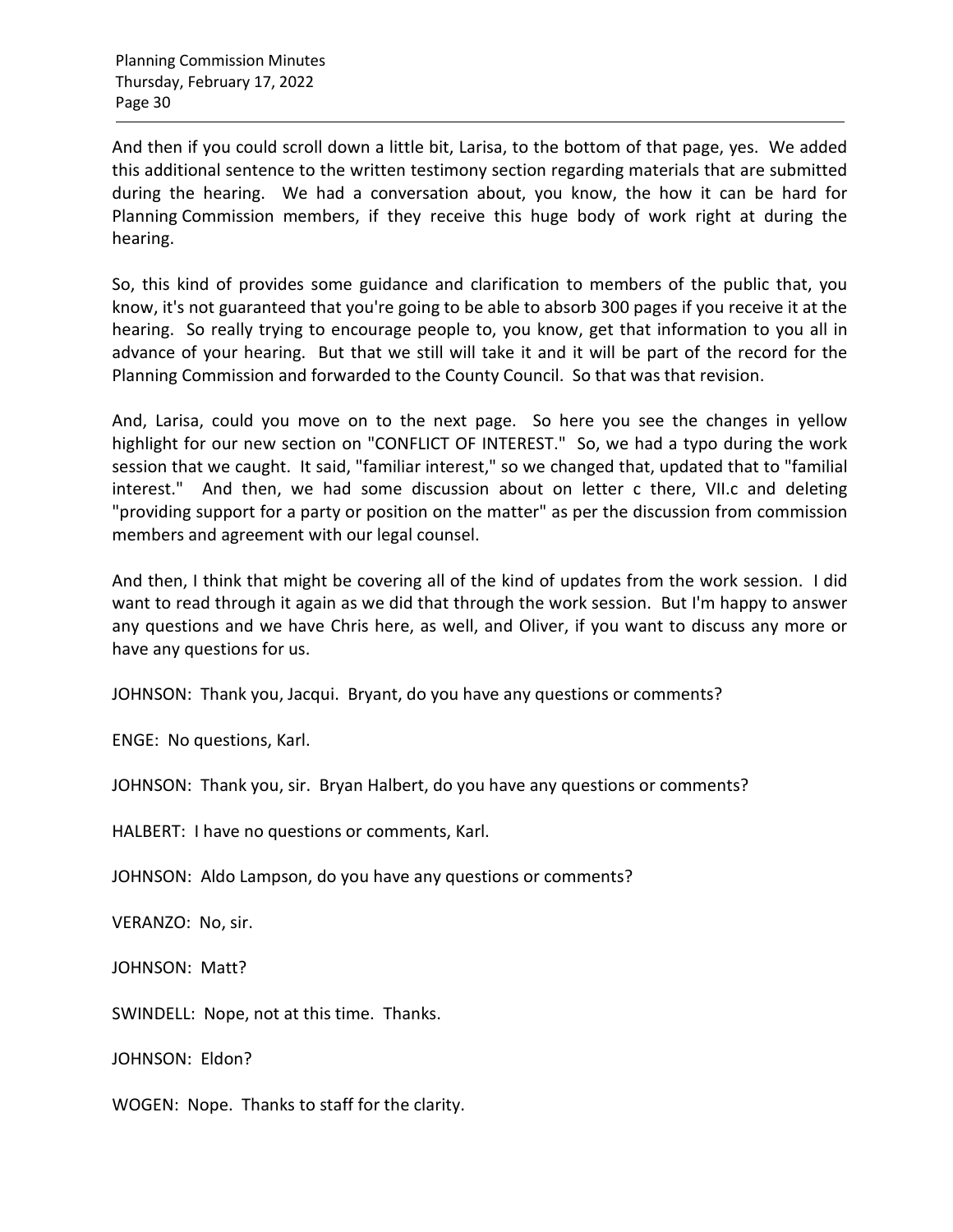And then if you could scroll down a little bit, Larisa, to the bottom of that page, yes. We added this additional sentence to the written testimony section regarding materials that are submitted during the hearing. We had a conversation about, you know, the how it can be hard for Planning Commission members, if they receive this huge body of work right at during the hearing.

So, this kind of provides some guidance and clarification to members of the public that, you know, it's not guaranteed that you're going to be able to absorb 300 pages if you receive it at the hearing. So really trying to encourage people to, you know, get that information to you all in advance of your hearing. But that we still will take it and it will be part of the record for the Planning Commission and forwarded to the County Council. So that was that revision.

And, Larisa, could you move on to the next page. So here you see the changes in yellow highlight for our new section on "CONFLICT OF INTEREST." So, we had a typo during the work session that we caught. It said, "familiar interest," so we changed that, updated that to "familial interest." And then, we had some discussion about on letter c there, VII.c and deleting "providing support for a party or position on the matter" as per the discussion from commission members and agreement with our legal counsel.

And then, I think that might be covering all of the kind of updates from the work session. I did want to read through it again as we did that through the work session. But I'm happy to answer any questions and we have Chris here, as well, and Oliver, if you want to discuss any more or have any questions for us.

JOHNSON: Thank you, Jacqui. Bryant, do you have any questions or comments?

ENGE: No questions, Karl.

JOHNSON: Thank you, sir. Bryan Halbert, do you have any questions or comments?

HALBERT: I have no questions or comments, Karl.

JOHNSON: Aldo Lampson, do you have any questions or comments?

VERANZO: No, sir.

JOHNSON: Matt?

SWINDELL: Nope, not at this time. Thanks.

JOHNSON: Eldon?

WOGEN: Nope. Thanks to staff for the clarity.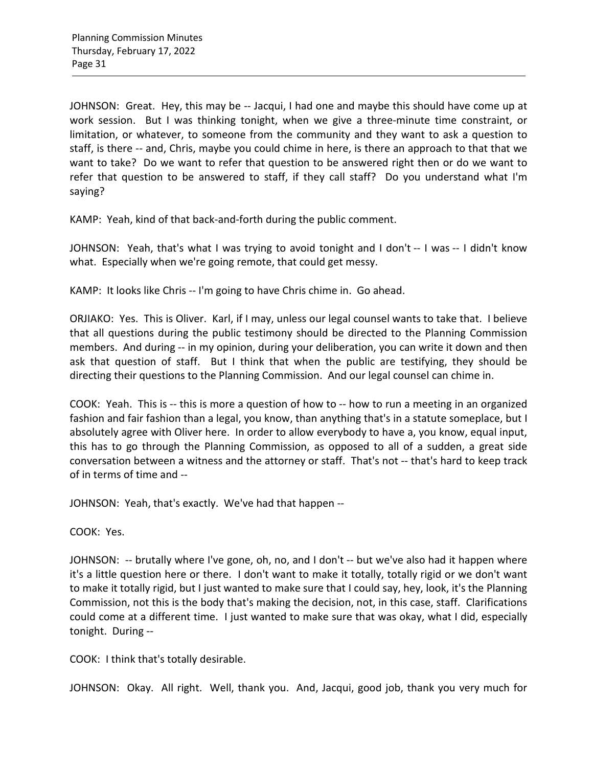JOHNSON: Great. Hey, this may be -- Jacqui, I had one and maybe this should have come up at work session. But I was thinking tonight, when we give a three-minute time constraint, or limitation, or whatever, to someone from the community and they want to ask a question to staff, is there -- and, Chris, maybe you could chime in here, is there an approach to that that we want to take? Do we want to refer that question to be answered right then or do we want to refer that question to be answered to staff, if they call staff? Do you understand what I'm saying?

KAMP: Yeah, kind of that back-and-forth during the public comment.

JOHNSON: Yeah, that's what I was trying to avoid tonight and I don't -- I was -- I didn't know what. Especially when we're going remote, that could get messy.

KAMP: It looks like Chris -- I'm going to have Chris chime in. Go ahead.

ORJIAKO: Yes. This is Oliver. Karl, if I may, unless our legal counsel wants to take that. I believe that all questions during the public testimony should be directed to the Planning Commission members. And during -- in my opinion, during your deliberation, you can write it down and then ask that question of staff. But I think that when the public are testifying, they should be directing their questions to the Planning Commission. And our legal counsel can chime in.

COOK: Yeah. This is -- this is more a question of how to -- how to run a meeting in an organized fashion and fair fashion than a legal, you know, than anything that's in a statute someplace, but I absolutely agree with Oliver here. In order to allow everybody to have a, you know, equal input, this has to go through the Planning Commission, as opposed to all of a sudden, a great side conversation between a witness and the attorney or staff. That's not -- that's hard to keep track of in terms of time and --

JOHNSON: Yeah, that's exactly. We've had that happen --

COOK: Yes.

JOHNSON: -- brutally where I've gone, oh, no, and I don't -- but we've also had it happen where it's a little question here or there. I don't want to make it totally, totally rigid or we don't want to make it totally rigid, but I just wanted to make sure that I could say, hey, look, it's the Planning Commission, not this is the body that's making the decision, not, in this case, staff. Clarifications could come at a different time. I just wanted to make sure that was okay, what I did, especially tonight. During --

COOK: I think that's totally desirable.

JOHNSON: Okay. All right. Well, thank you. And, Jacqui, good job, thank you very much for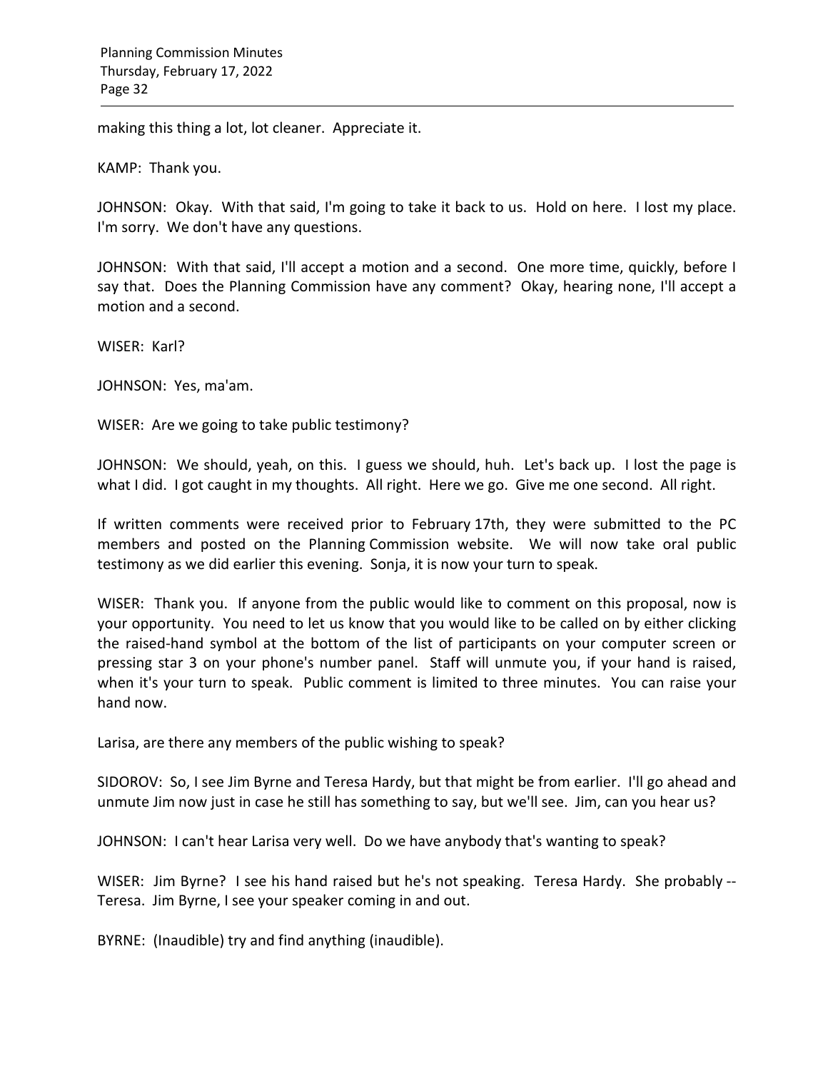making this thing a lot, lot cleaner. Appreciate it.

KAMP: Thank you.

JOHNSON: Okay. With that said, I'm going to take it back to us. Hold on here. I lost my place. I'm sorry. We don't have any questions.

JOHNSON: With that said, I'll accept a motion and a second. One more time, quickly, before I say that. Does the Planning Commission have any comment? Okay, hearing none, I'll accept a motion and a second.

WISER: Karl?

JOHNSON: Yes, ma'am.

WISER: Are we going to take public testimony?

JOHNSON: We should, yeah, on this. I guess we should, huh. Let's back up. I lost the page is what I did. I got caught in my thoughts. All right. Here we go. Give me one second. All right.

If written comments were received prior to February 17th, they were submitted to the PC members and posted on the Planning Commission website. We will now take oral public testimony as we did earlier this evening. Sonja, it is now your turn to speak.

WISER: Thank you. If anyone from the public would like to comment on this proposal, now is your opportunity. You need to let us know that you would like to be called on by either clicking the raised-hand symbol at the bottom of the list of participants on your computer screen or pressing star 3 on your phone's number panel. Staff will unmute you, if your hand is raised, when it's your turn to speak. Public comment is limited to three minutes. You can raise your hand now.

Larisa, are there any members of the public wishing to speak?

SIDOROV: So, I see Jim Byrne and Teresa Hardy, but that might be from earlier. I'll go ahead and unmute Jim now just in case he still has something to say, but we'll see. Jim, can you hear us?

JOHNSON: I can't hear Larisa very well. Do we have anybody that's wanting to speak?

WISER: Jim Byrne? I see his hand raised but he's not speaking. Teresa Hardy. She probably -- Teresa. Jim Byrne, I see your speaker coming in and out.

BYRNE: (Inaudible) try and find anything (inaudible).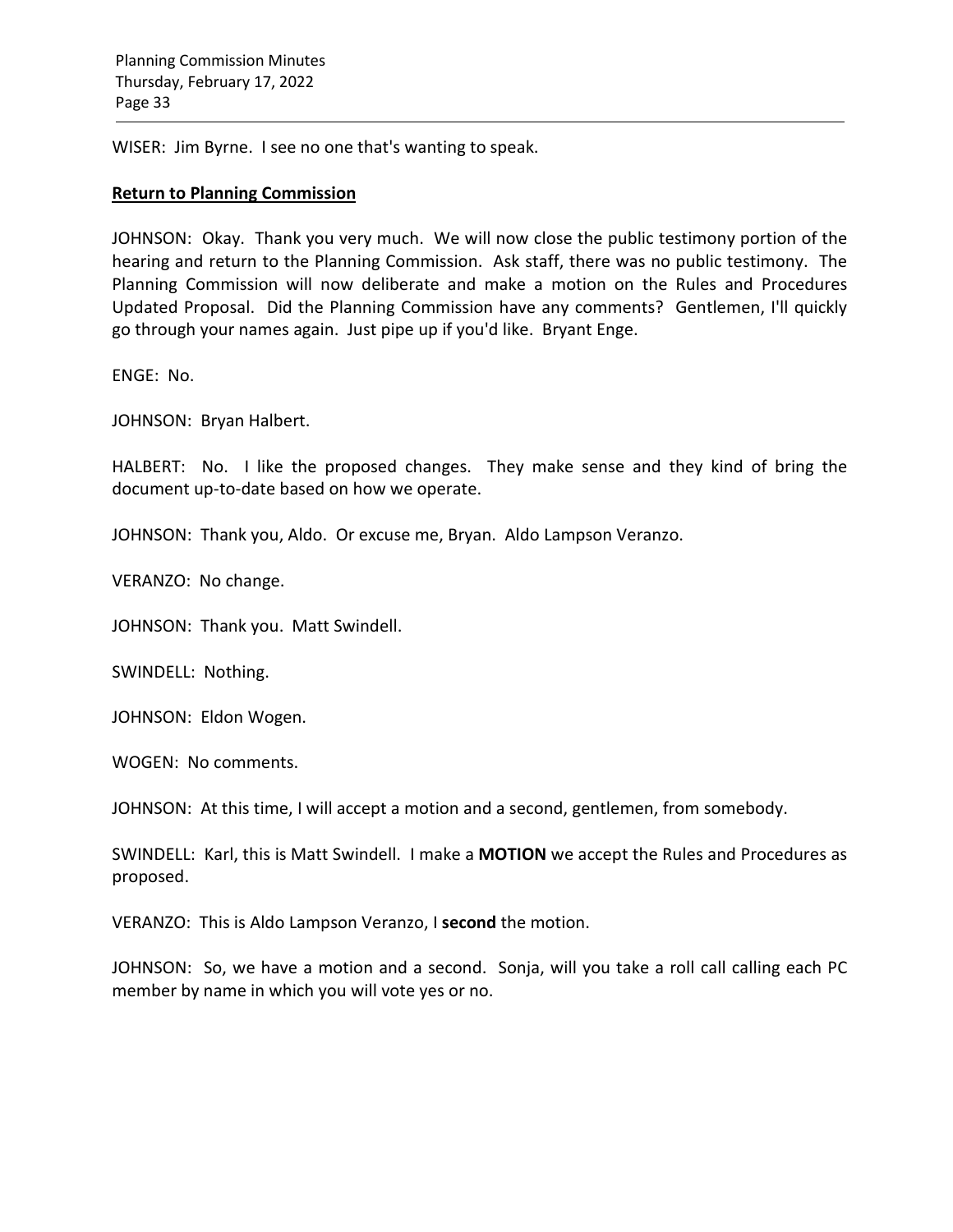WISER: Jim Byrne. I see no one that's wanting to speak.

**Return to Planning Commission**

JOHNSON: Okay. Thank you very much. We will now close the public testimony portion of the hearing and return to the Planning Commission. Ask staff, there was no public testimony. The Planning Commission will now deliberate and make a motion on the Rules and Procedures Updated Proposal. Did the Planning Commission have any comments? Gentlemen, I'll quickly go through your names again. Just pipe up if you'd like. Bryant Enge.

ENGE: No.

JOHNSON: Bryan Halbert.

HALBERT: No. I like the proposed changes. They make sense and they kind of bring the document up-to-date based on how we operate.

JOHNSON: Thank you, Aldo. Or excuse me, Bryan. Aldo Lampson Veranzo.

VERANZO: No change.

JOHNSON: Thank you. Matt Swindell.

SWINDELL: Nothing.

JOHNSON: Eldon Wogen.

WOGEN: No comments.

JOHNSON: At this time, I will accept a motion and a second, gentlemen, from somebody.

SWINDELL: Karl, this is Matt Swindell. I make a **MOTION** we accept the Rules and Procedures as proposed.

VERANZO: This is Aldo Lampson Veranzo, I **second** the motion.

JOHNSON: So, we have a motion and a second. Sonja, will you take a roll call calling each PC member by name in which you will vote yes or no.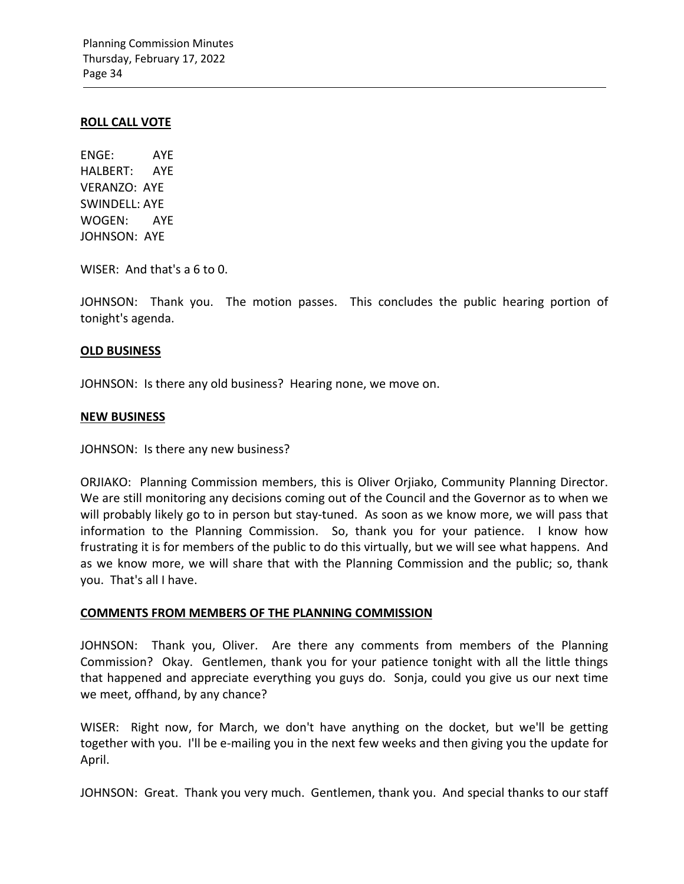**ROLL CALL VOTE**

ENGE: AYE
HALBERT: AYE
VERANZO: AYE
SWINDELL: AYE
WOGEN: AYE
JOHNSON: AYE

WISER: And that's a 6 to 0.

JOHNSON: Thank you. The motion passes. This concludes the public hearing portion of tonight's agenda.

**OLD BUSINESS**

JOHNSON: Is there any old business? Hearing none, we move on.

**NEW BUSINESS**

JOHNSON: Is there any new business?

ORJIAKO: Planning Commission members, this is Oliver Orjiako, Community Planning Director. We are still monitoring any decisions coming out of the Council and the Governor as to when we will probably likely go to in person but stay-tuned. As soon as we know more, we will pass that information to the Planning Commission. So, thank you for your patience. I know how frustrating it is for members of the public to do this virtually, but we will see what happens. And as we know more, we will share that with the Planning Commission and the public; so, thank you. That's all I have.

**COMMENTS FROM MEMBERS OF THE PLANNING COMMISSION**

JOHNSON: Thank you, Oliver. Are there any comments from members of the Planning Commission? Okay. Gentlemen, thank you for your patience tonight with all the little things that happened and appreciate everything you guys do. Sonja, could you give us our next time we meet, offhand, by any chance?

WISER: Right now, for March, we don't have anything on the docket, but we'll be getting together with you. I'll be e-mailing you in the next few weeks and then giving you the update for April.

JOHNSON: Great. Thank you very much. Gentlemen, thank you. And special thanks to our staff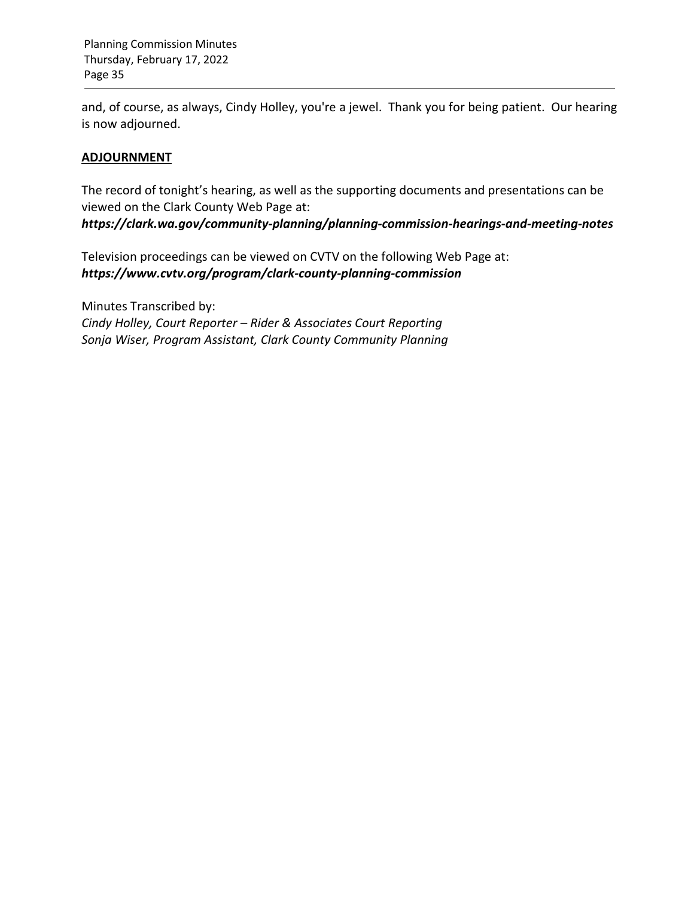and, of course, as always, Cindy Holley, you're a jewel. Thank you for being patient. Our hearing is now adjourned.

**ADJOURNMENT**

The record of tonight's hearing, as well as the supporting documents and presentations can be viewed on the Clark County Web Page at:
***https://clark.wa.gov/community-planning/planning-commission-hearings-and-meeting-notes***

Television proceedings can be viewed on CVTV on the following Web Page at:
***https://www.cvtv.org/program/clark-county-planning-commission***

Minutes Transcribed by:
*Cindy Holley, Court Reporter – Rider & Associates Court Reporting*
*Sonja Wiser, Program Assistant, Clark County Community Planning*